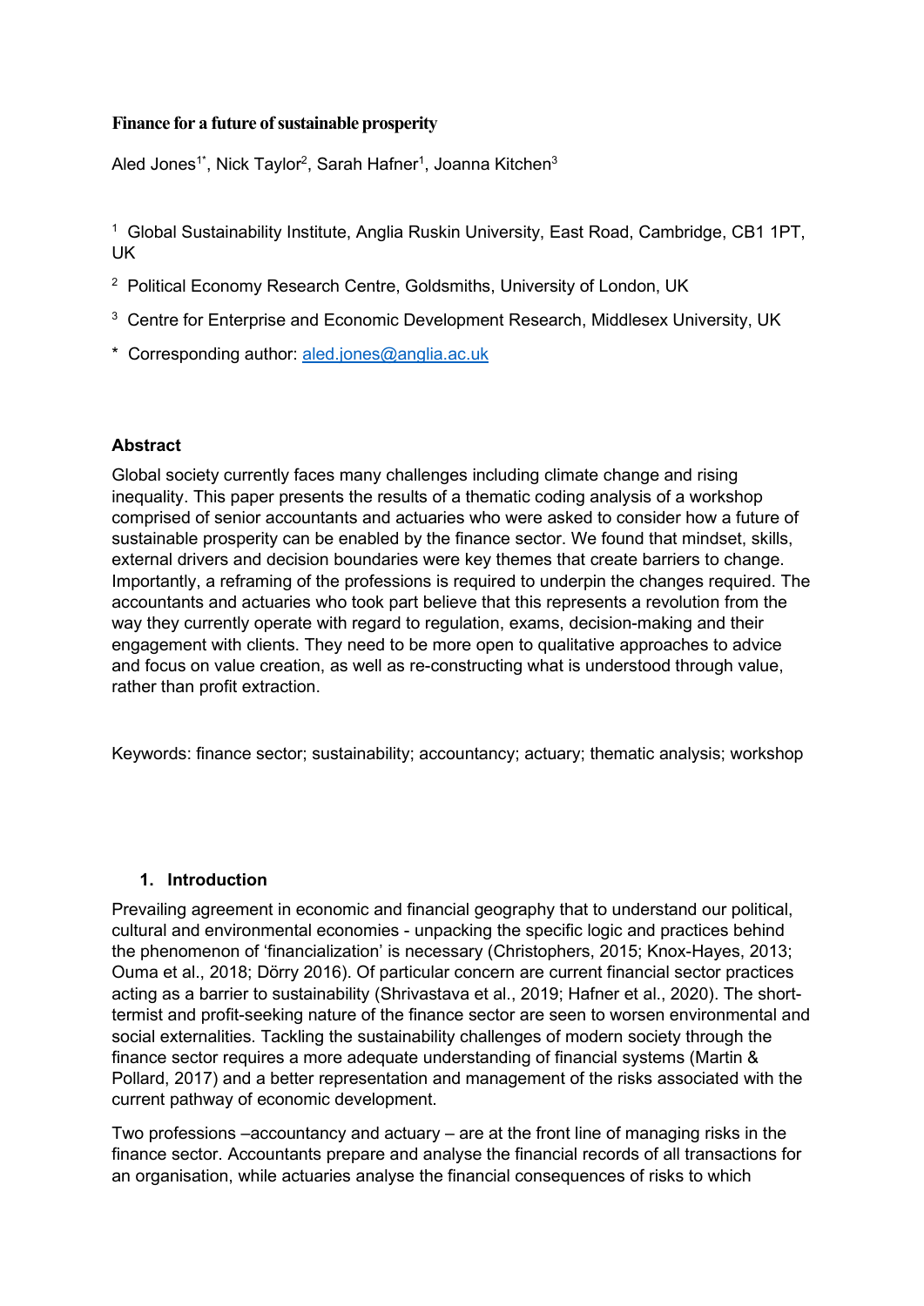# Finance for a future of sustainable prosperity

Aled Jones[1*], Nick Taylor[2], Sarah Hafner[1], Joanna Kitchen[3]

[1] Global Sustainability Institute, Anglia Ruskin University, East Road, Cambridge, CB1 1PT, UK

[2] Political Economy Research Centre, Goldsmiths, University of London, UK

[3] Centre for Enterprise and Economic Development Research, Middlesex University, UK

* Corresponding author: aled.jones@anglia.ac.uk

## Abstract

Global society currently faces many challenges including climate change and rising inequality. This paper presents the results of a thematic coding analysis of a workshop comprised of senior accountants and actuaries who were asked to consider how a future of sustainable prosperity can be enabled by the finance sector. We found that mindset, skills, external drivers and decision boundaries were key themes that create barriers to change. Importantly, a reframing of the professions is required to underpin the changes required. The accountants and actuaries who took part believe that this represents a revolution from the way they currently operate with regard to regulation, exams, decision-making and their engagement with clients. They need to be more open to qualitative approaches to advice and focus on value creation, as well as re-constructing what is understood through value, rather than profit extraction.

Keywords: finance sector; sustainability; accountancy; actuary; thematic analysis; workshop

## 1. Introduction

Prevailing agreement in economic and financial geography that to understand our political, cultural and environmental economies - unpacking the specific logic and practices behind the phenomenon of 'financialization' is necessary (Christophers, 2015; Knox-Hayes, 2013; Ouma et al., 2018; Dörry 2016). Of particular concern are current financial sector practices acting as a barrier to sustainability (Shrivastava et al., 2019; Hafner et al., 2020). The short-termist and profit-seeking nature of the finance sector are seen to worsen environmental and social externalities. Tackling the sustainability challenges of modern society through the finance sector requires a more adequate understanding of financial systems (Martin & Pollard, 2017) and a better representation and management of the risks associated with the current pathway of economic development.

Two professions –accountancy and actuary – are at the front line of managing risks in the finance sector. Accountants prepare and analyse the financial records of all transactions for an organisation, while actuaries analyse the financial consequences of risks to which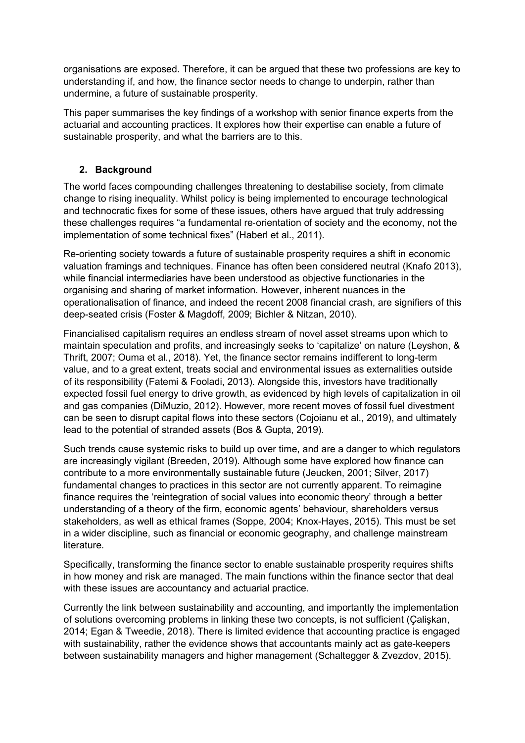organisations are exposed. Therefore, it can be argued that these two professions are key to understanding if, and how, the finance sector needs to change to underpin, rather than undermine, a future of sustainable prosperity.

This paper summarises the key findings of a workshop with senior finance experts from the actuarial and accounting practices. It explores how their expertise can enable a future of sustainable prosperity, and what the barriers are to this.

## 2. Background

The world faces compounding challenges threatening to destabilise society, from climate change to rising inequality. Whilst policy is being implemented to encourage technological and technocratic fixes for some of these issues, others have argued that truly addressing these challenges requires "a fundamental re-orientation of society and the economy, not the implementation of some technical fixes" (Haberl et al., 2011).

Re-orienting society towards a future of sustainable prosperity requires a shift in economic valuation framings and techniques. Finance has often been considered neutral (Knafo 2013), while financial intermediaries have been understood as objective functionaries in the organising and sharing of market information. However, inherent nuances in the operationalisation of finance, and indeed the recent 2008 financial crash, are signifiers of this deep-seated crisis (Foster & Magdoff, 2009; Bichler & Nitzan, 2010).

Financialised capitalism requires an endless stream of novel asset streams upon which to maintain speculation and profits, and increasingly seeks to 'capitalize' on nature (Leyshon, & Thrift, 2007; Ouma et al., 2018). Yet, the finance sector remains indifferent to long-term value, and to a great extent, treats social and environmental issues as externalities outside of its responsibility (Fatemi & Fooladi, 2013). Alongside this, investors have traditionally expected fossil fuel energy to drive growth, as evidenced by high levels of capitalization in oil and gas companies (DiMuzio, 2012). However, more recent moves of fossil fuel divestment can be seen to disrupt capital flows into these sectors (Cojoianu et al., 2019), and ultimately lead to the potential of stranded assets (Bos & Gupta, 2019).

Such trends cause systemic risks to build up over time, and are a danger to which regulators are increasingly vigilant (Breeden, 2019). Although some have explored how finance can contribute to a more environmentally sustainable future (Jeucken, 2001; Silver, 2017) fundamental changes to practices in this sector are not currently apparent. To reimagine finance requires the 'reintegration of social values into economic theory' through a better understanding of a theory of the firm, economic agents' behaviour, shareholders versus stakeholders, as well as ethical frames (Soppe, 2004; Knox-Hayes, 2015). This must be set in a wider discipline, such as financial or economic geography, and challenge mainstream literature.

Specifically, transforming the finance sector to enable sustainable prosperity requires shifts in how money and risk are managed. The main functions within the finance sector that deal with these issues are accountancy and actuarial practice.

Currently the link between sustainability and accounting, and importantly the implementation of solutions overcoming problems in linking these two concepts, is not sufficient (Çalişkan, 2014; Egan & Tweedie, 2018). There is limited evidence that accounting practice is engaged with sustainability, rather the evidence shows that accountants mainly act as gate-keepers between sustainability managers and higher management (Schaltegger & Zvezdov, 2015).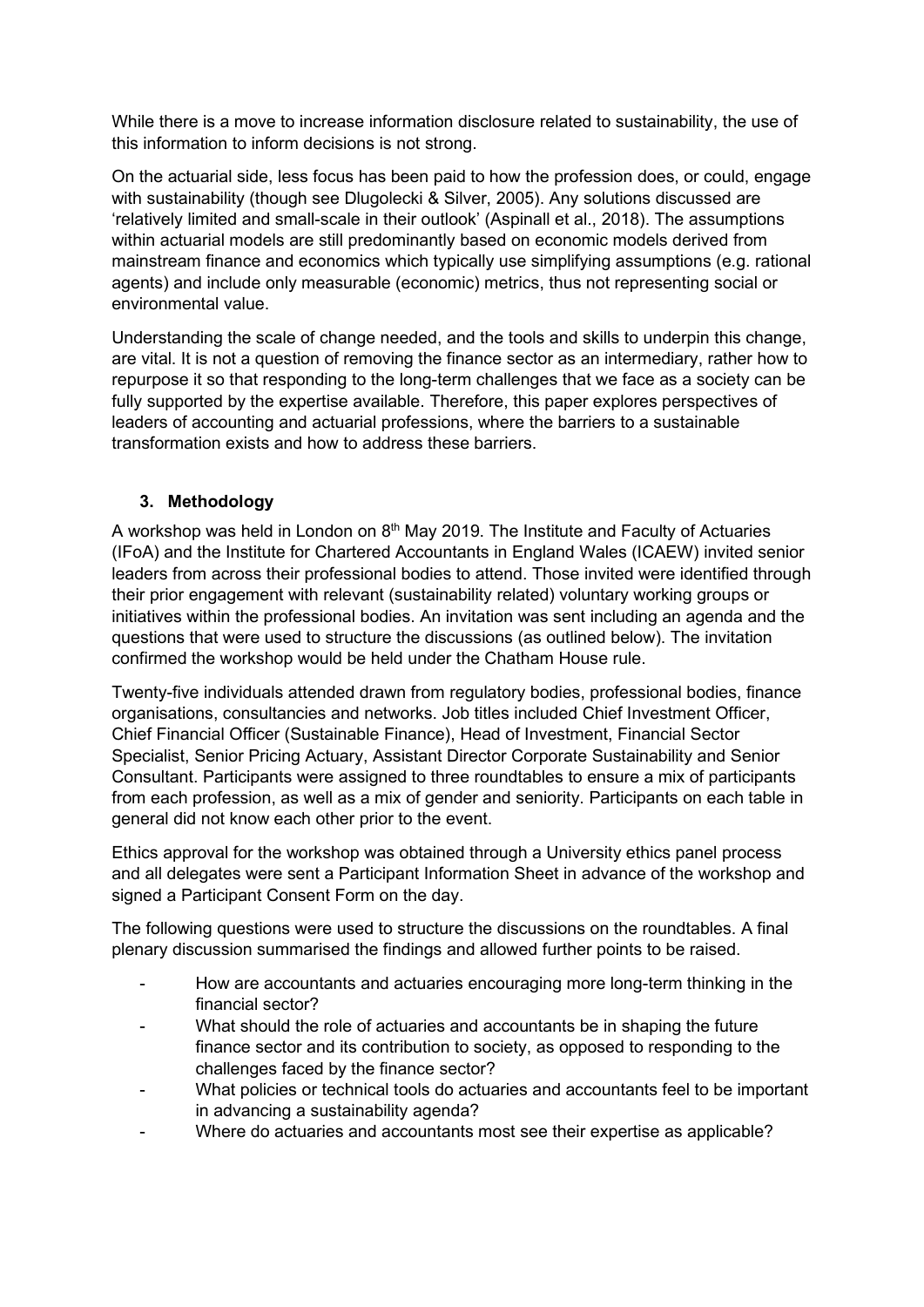While there is a move to increase information disclosure related to sustainability, the use of this information to inform decisions is not strong.

On the actuarial side, less focus has been paid to how the profession does, or could, engage with sustainability (though see Dlugolecki & Silver, 2005). Any solutions discussed are 'relatively limited and small-scale in their outlook' (Aspinall et al., 2018). The assumptions within actuarial models are still predominantly based on economic models derived from mainstream finance and economics which typically use simplifying assumptions (e.g. rational agents) and include only measurable (economic) metrics, thus not representing social or environmental value.

Understanding the scale of change needed, and the tools and skills to underpin this change, are vital. It is not a question of removing the finance sector as an intermediary, rather how to repurpose it so that responding to the long-term challenges that we face as a society can be fully supported by the expertise available. Therefore, this paper explores perspectives of leaders of accounting and actuarial professions, where the barriers to a sustainable transformation exists and how to address these barriers.

## 3. Methodology

A workshop was held in London on 8th May 2019. The Institute and Faculty of Actuaries (IFoA) and the Institute for Chartered Accountants in England Wales (ICAEW) invited senior leaders from across their professional bodies to attend. Those invited were identified through their prior engagement with relevant (sustainability related) voluntary working groups or initiatives within the professional bodies. An invitation was sent including an agenda and the questions that were used to structure the discussions (as outlined below). The invitation confirmed the workshop would be held under the Chatham House rule.

Twenty-five individuals attended drawn from regulatory bodies, professional bodies, finance organisations, consultancies and networks. Job titles included Chief Investment Officer, Chief Financial Officer (Sustainable Finance), Head of Investment, Financial Sector Specialist, Senior Pricing Actuary, Assistant Director Corporate Sustainability and Senior Consultant. Participants were assigned to three roundtables to ensure a mix of participants from each profession, as well as a mix of gender and seniority. Participants on each table in general did not know each other prior to the event.

Ethics approval for the workshop was obtained through a University ethics panel process and all delegates were sent a Participant Information Sheet in advance of the workshop and signed a Participant Consent Form on the day.

The following questions were used to structure the discussions on the roundtables. A final plenary discussion summarised the findings and allowed further points to be raised.

- How are accountants and actuaries encouraging more long-term thinking in the financial sector?
- What should the role of actuaries and accountants be in shaping the future finance sector and its contribution to society, as opposed to responding to the challenges faced by the finance sector?
- What policies or technical tools do actuaries and accountants feel to be important in advancing a sustainability agenda?
- Where do actuaries and accountants most see their expertise as applicable?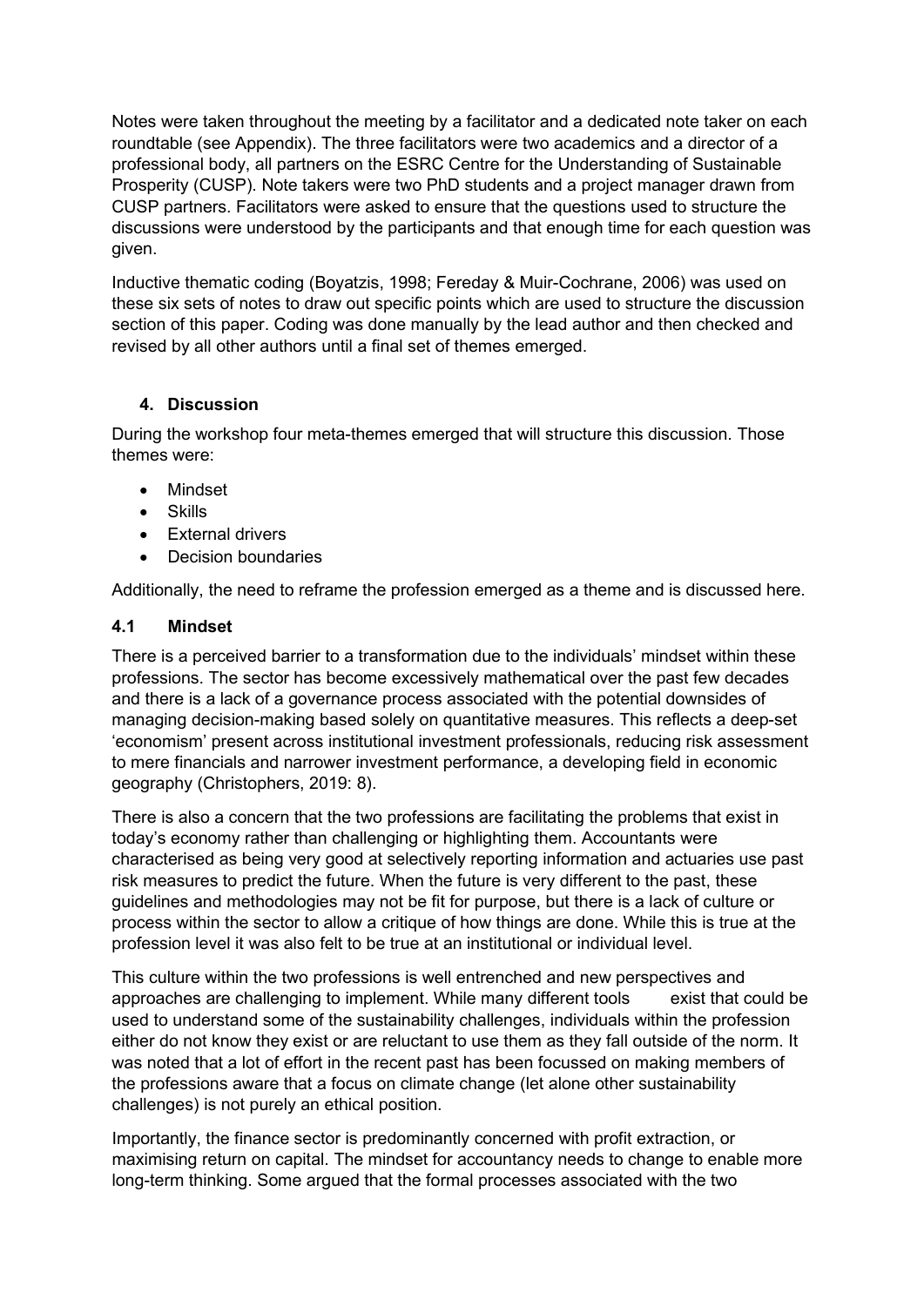Notes were taken throughout the meeting by a facilitator and a dedicated note taker on each roundtable (see Appendix). The three facilitators were two academics and a director of a professional body, all partners on the ESRC Centre for the Understanding of Sustainable Prosperity (CUSP). Note takers were two PhD students and a project manager drawn from CUSP partners. Facilitators were asked to ensure that the questions used to structure the discussions were understood by the participants and that enough time for each question was given.

Inductive thematic coding (Boyatzis, 1998; Fereday & Muir-Cochrane, 2006) was used on these six sets of notes to draw out specific points which are used to structure the discussion section of this paper. Coding was done manually by the lead author and then checked and revised by all other authors until a final set of themes emerged.

## 4. Discussion

During the workshop four meta-themes emerged that will structure this discussion. Those themes were:

- Mindset
- Skills
- External drivers
- Decision boundaries

Additionally, the need to reframe the profession emerged as a theme and is discussed here.

### 4.1 Mindset

There is a perceived barrier to a transformation due to the individuals' mindset within these professions. The sector has become excessively mathematical over the past few decades and there is a lack of a governance process associated with the potential downsides of managing decision-making based solely on quantitative measures. This reflects a deep-set 'economism' present across institutional investment professionals, reducing risk assessment to mere financials and narrower investment performance, a developing field in economic geography (Christophers, 2019: 8).

There is also a concern that the two professions are facilitating the problems that exist in today's economy rather than challenging or highlighting them. Accountants were characterised as being very good at selectively reporting information and actuaries use past risk measures to predict the future. When the future is very different to the past, these guidelines and methodologies may not be fit for purpose, but there is a lack of culture or process within the sector to allow a critique of how things are done. While this is true at the profession level it was also felt to be true at an institutional or individual level.

This culture within the two professions is well entrenched and new perspectives and approaches are challenging to implement. While many different tools exist that could be used to understand some of the sustainability challenges, individuals within the profession either do not know they exist or are reluctant to use them as they fall outside of the norm. It was noted that a lot of effort in the recent past has been focussed on making members of the professions aware that a focus on climate change (let alone other sustainability challenges) is not purely an ethical position.

Importantly, the finance sector is predominantly concerned with profit extraction, or maximising return on capital. The mindset for accountancy needs to change to enable more long-term thinking. Some argued that the formal processes associated with the two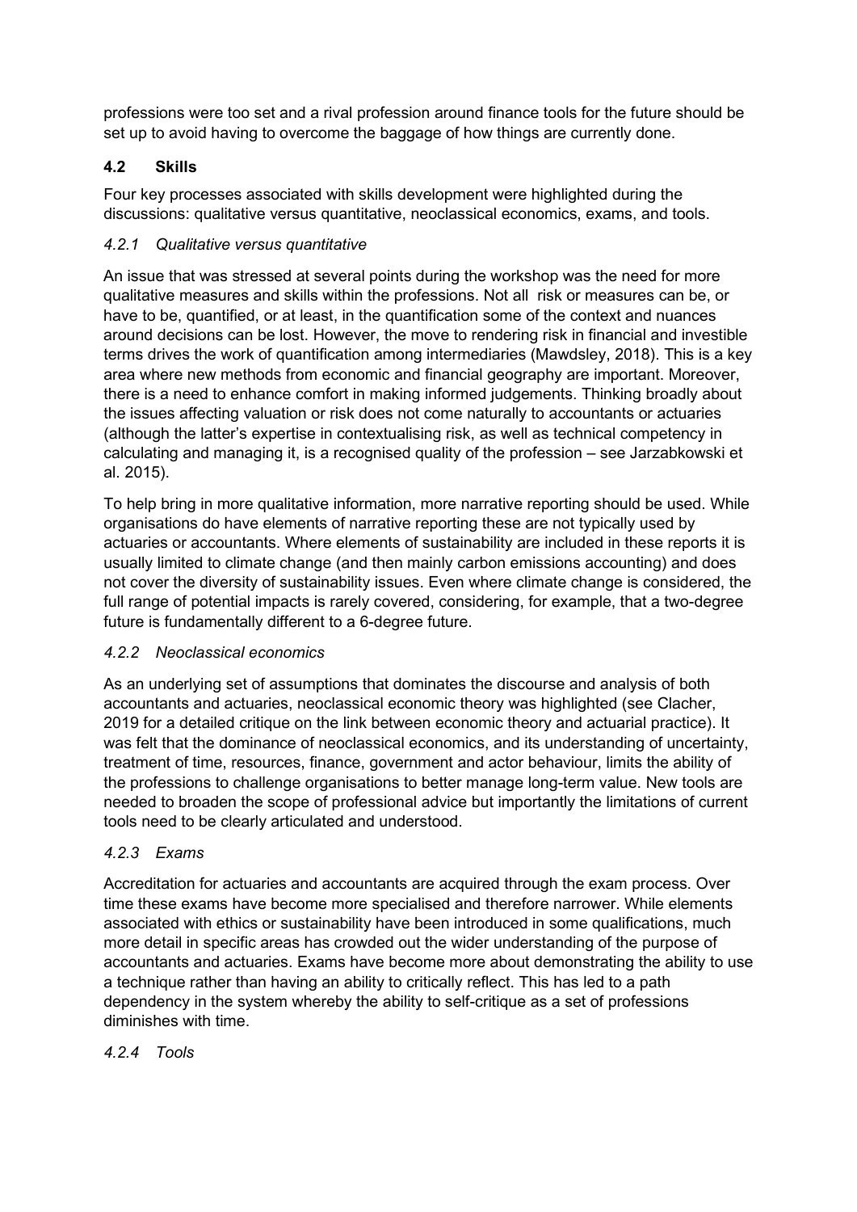professions were too set and a rival profession around finance tools for the future should be set up to avoid having to overcome the baggage of how things are currently done.

### 4.2 Skills

Four key processes associated with skills development were highlighted during the discussions: qualitative versus quantitative, neoclassical economics, exams, and tools.

#### *4.2.1 Qualitative versus quantitative*

An issue that was stressed at several points during the workshop was the need for more qualitative measures and skills within the professions. Not all risk or measures can be, or have to be, quantified, or at least, in the quantification some of the context and nuances around decisions can be lost. However, the move to rendering risk in financial and investible terms drives the work of quantification among intermediaries (Mawdsley, 2018). This is a key area where new methods from economic and financial geography are important. Moreover, there is a need to enhance comfort in making informed judgements. Thinking broadly about the issues affecting valuation or risk does not come naturally to accountants or actuaries (although the latter's expertise in contextualising risk, as well as technical competency in calculating and managing it, is a recognised quality of the profession – see Jarzabkowski et al. 2015).

To help bring in more qualitative information, more narrative reporting should be used. While organisations do have elements of narrative reporting these are not typically used by actuaries or accountants. Where elements of sustainability are included in these reports it is usually limited to climate change (and then mainly carbon emissions accounting) and does not cover the diversity of sustainability issues. Even where climate change is considered, the full range of potential impacts is rarely covered, considering, for example, that a two-degree future is fundamentally different to a 6-degree future.

#### *4.2.2 Neoclassical economics*

As an underlying set of assumptions that dominates the discourse and analysis of both accountants and actuaries, neoclassical economic theory was highlighted (see Clacher, 2019 for a detailed critique on the link between economic theory and actuarial practice). It was felt that the dominance of neoclassical economics, and its understanding of uncertainty, treatment of time, resources, finance, government and actor behaviour, limits the ability of the professions to challenge organisations to better manage long-term value. New tools are needed to broaden the scope of professional advice but importantly the limitations of current tools need to be clearly articulated and understood.

#### *4.2.3 Exams*

Accreditation for actuaries and accountants are acquired through the exam process. Over time these exams have become more specialised and therefore narrower. While elements associated with ethics or sustainability have been introduced in some qualifications, much more detail in specific areas has crowded out the wider understanding of the purpose of accountants and actuaries. Exams have become more about demonstrating the ability to use a technique rather than having an ability to critically reflect. This has led to a path dependency in the system whereby the ability to self-critique as a set of professions diminishes with time.

#### *4.2.4 Tools*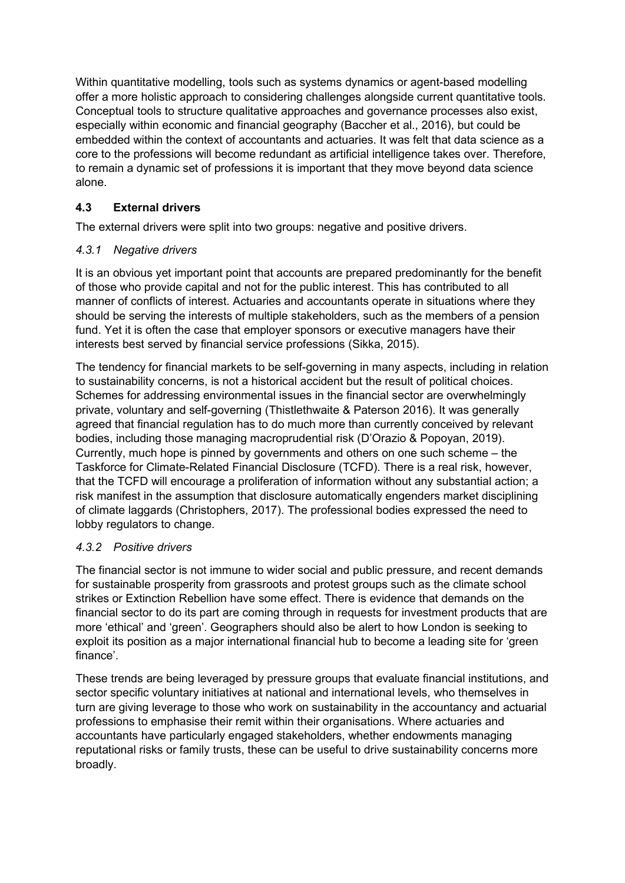Within quantitative modelling, tools such as systems dynamics or agent-based modelling offer a more holistic approach to considering challenges alongside current quantitative tools. Conceptual tools to structure qualitative approaches and governance processes also exist, especially within economic and financial geography (Baccher et al., 2016), but could be embedded within the context of accountants and actuaries. It was felt that data science as a core to the professions will become redundant as artificial intelligence takes over. Therefore, to remain a dynamic set of professions it is important that they move beyond data science alone.

### 4.3 External drivers

The external drivers were split into two groups: negative and positive drivers.

#### *4.3.1 Negative drivers*

It is an obvious yet important point that accounts are prepared predominantly for the benefit of those who provide capital and not for the public interest. This has contributed to all manner of conflicts of interest. Actuaries and accountants operate in situations where they should be serving the interests of multiple stakeholders, such as the members of a pension fund. Yet it is often the case that employer sponsors or executive managers have their interests best served by financial service professions (Sikka, 2015).

The tendency for financial markets to be self-governing in many aspects, including in relation to sustainability concerns, is not a historical accident but the result of political choices. Schemes for addressing environmental issues in the financial sector are overwhelmingly private, voluntary and self-governing (Thistlethwaite & Paterson 2016). It was generally agreed that financial regulation has to do much more than currently conceived by relevant bodies, including those managing macroprudential risk (D'Orazio & Popoyan, 2019). Currently, much hope is pinned by governments and others on one such scheme – the Taskforce for Climate-Related Financial Disclosure (TCFD). There is a real risk, however, that the TCFD will encourage a proliferation of information without any substantial action; a risk manifest in the assumption that disclosure automatically engenders market disciplining of climate laggards (Christophers, 2017). The professional bodies expressed the need to lobby regulators to change.

#### *4.3.2 Positive drivers*

The financial sector is not immune to wider social and public pressure, and recent demands for sustainable prosperity from grassroots and protest groups such as the climate school strikes or Extinction Rebellion have some effect. There is evidence that demands on the financial sector to do its part are coming through in requests for investment products that are more 'ethical' and 'green'. Geographers should also be alert to how London is seeking to exploit its position as a major international financial hub to become a leading site for 'green finance'.

These trends are being leveraged by pressure groups that evaluate financial institutions, and sector specific voluntary initiatives at national and international levels, who themselves in turn are giving leverage to those who work on sustainability in the accountancy and actuarial professions to emphasise their remit within their organisations. Where actuaries and accountants have particularly engaged stakeholders, whether endowments managing reputational risks or family trusts, these can be useful to drive sustainability concerns more broadly.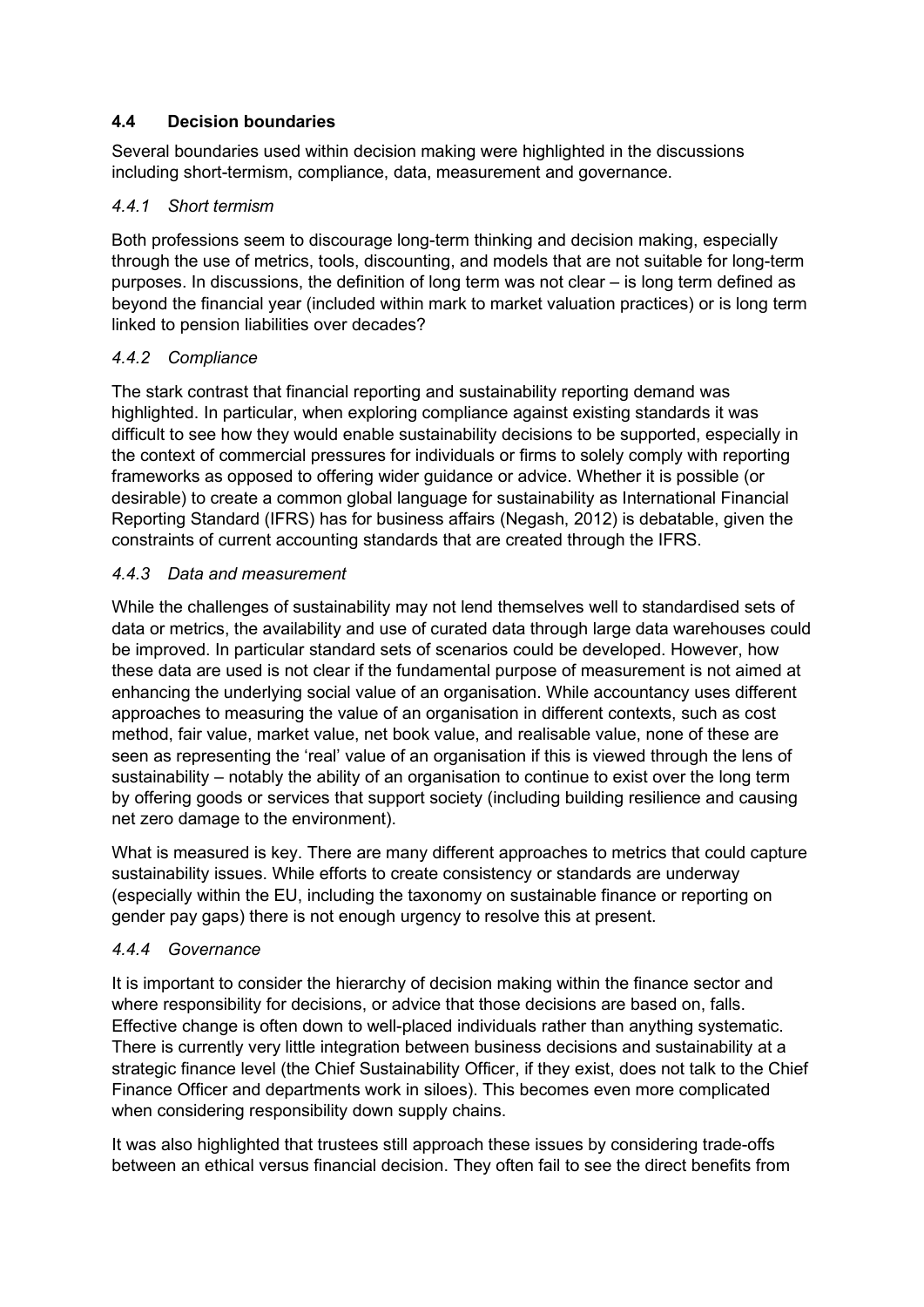### 4.4 Decision boundaries

Several boundaries used within decision making were highlighted in the discussions including short-termism, compliance, data, measurement and governance.

#### *4.4.1 Short termism*

Both professions seem to discourage long-term thinking and decision making, especially through the use of metrics, tools, discounting, and models that are not suitable for long-term purposes. In discussions, the definition of long term was not clear – is long term defined as beyond the financial year (included within mark to market valuation practices) or is long term linked to pension liabilities over decades?

#### *4.4.2 Compliance*

The stark contrast that financial reporting and sustainability reporting demand was highlighted. In particular, when exploring compliance against existing standards it was difficult to see how they would enable sustainability decisions to be supported, especially in the context of commercial pressures for individuals or firms to solely comply with reporting frameworks as opposed to offering wider guidance or advice. Whether it is possible (or desirable) to create a common global language for sustainability as International Financial Reporting Standard (IFRS) has for business affairs (Negash, 2012) is debatable, given the constraints of current accounting standards that are created through the IFRS.

#### *4.4.3 Data and measurement*

While the challenges of sustainability may not lend themselves well to standardised sets of data or metrics, the availability and use of curated data through large data warehouses could be improved. In particular standard sets of scenarios could be developed. However, how these data are used is not clear if the fundamental purpose of measurement is not aimed at enhancing the underlying social value of an organisation. While accountancy uses different approaches to measuring the value of an organisation in different contexts, such as cost method, fair value, market value, net book value, and realisable value, none of these are seen as representing the 'real' value of an organisation if this is viewed through the lens of sustainability – notably the ability of an organisation to continue to exist over the long term by offering goods or services that support society (including building resilience and causing net zero damage to the environment).

What is measured is key. There are many different approaches to metrics that could capture sustainability issues. While efforts to create consistency or standards are underway (especially within the EU, including the taxonomy on sustainable finance or reporting on gender pay gaps) there is not enough urgency to resolve this at present.

#### *4.4.4 Governance*

It is important to consider the hierarchy of decision making within the finance sector and where responsibility for decisions, or advice that those decisions are based on, falls. Effective change is often down to well-placed individuals rather than anything systematic. There is currently very little integration between business decisions and sustainability at a strategic finance level (the Chief Sustainability Officer, if they exist, does not talk to the Chief Finance Officer and departments work in siloes). This becomes even more complicated when considering responsibility down supply chains.

It was also highlighted that trustees still approach these issues by considering trade-offs between an ethical versus financial decision. They often fail to see the direct benefits from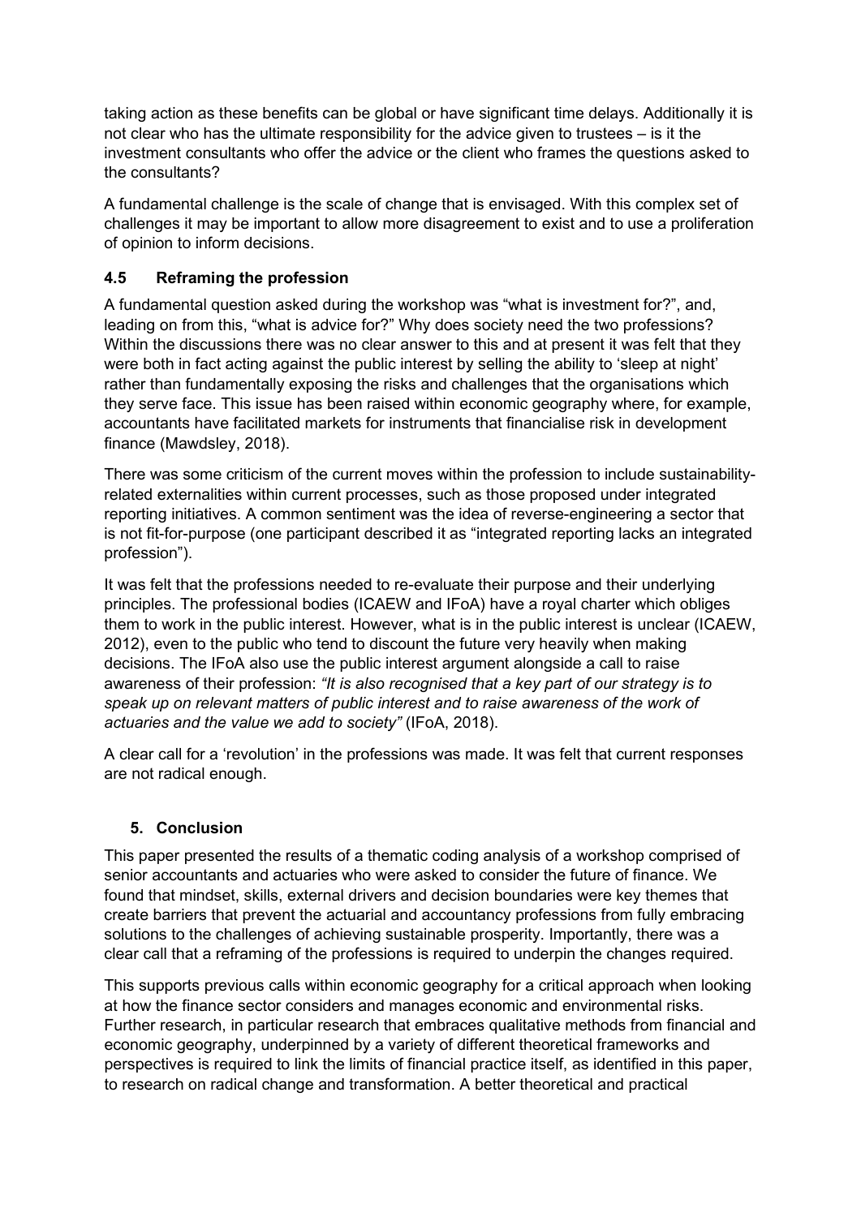taking action as these benefits can be global or have significant time delays. Additionally it is not clear who has the ultimate responsibility for the advice given to trustees – is it the investment consultants who offer the advice or the client who frames the questions asked to the consultants?

A fundamental challenge is the scale of change that is envisaged. With this complex set of challenges it may be important to allow more disagreement to exist and to use a proliferation of opinion to inform decisions.

### 4.5 Reframing the profession

A fundamental question asked during the workshop was "what is investment for?", and, leading on from this, "what is advice for?" Why does society need the two professions? Within the discussions there was no clear answer to this and at present it was felt that they were both in fact acting against the public interest by selling the ability to 'sleep at night' rather than fundamentally exposing the risks and challenges that the organisations which they serve face. This issue has been raised within economic geography where, for example, accountants have facilitated markets for instruments that financialise risk in development finance (Mawdsley, 2018).

There was some criticism of the current moves within the profession to include sustainability-related externalities within current processes, such as those proposed under integrated reporting initiatives. A common sentiment was the idea of reverse-engineering a sector that is not fit-for-purpose (one participant described it as "integrated reporting lacks an integrated profession").

It was felt that the professions needed to re-evaluate their purpose and their underlying principles. The professional bodies (ICAEW and IFoA) have a royal charter which obliges them to work in the public interest. However, what is in the public interest is unclear (ICAEW, 2012), even to the public who tend to discount the future very heavily when making decisions. The IFoA also use the public interest argument alongside a call to raise awareness of their profession: *"It is also recognised that a key part of our strategy is to speak up on relevant matters of public interest and to raise awareness of the work of actuaries and the value we add to society"* (IFoA, 2018).

A clear call for a 'revolution' in the professions was made. It was felt that current responses are not radical enough.

## 5. Conclusion

This paper presented the results of a thematic coding analysis of a workshop comprised of senior accountants and actuaries who were asked to consider the future of finance. We found that mindset, skills, external drivers and decision boundaries were key themes that create barriers that prevent the actuarial and accountancy professions from fully embracing solutions to the challenges of achieving sustainable prosperity. Importantly, there was a clear call that a reframing of the professions is required to underpin the changes required.

This supports previous calls within economic geography for a critical approach when looking at how the finance sector considers and manages economic and environmental risks. Further research, in particular research that embraces qualitative methods from financial and economic geography, underpinned by a variety of different theoretical frameworks and perspectives is required to link the limits of financial practice itself, as identified in this paper, to research on radical change and transformation. A better theoretical and practical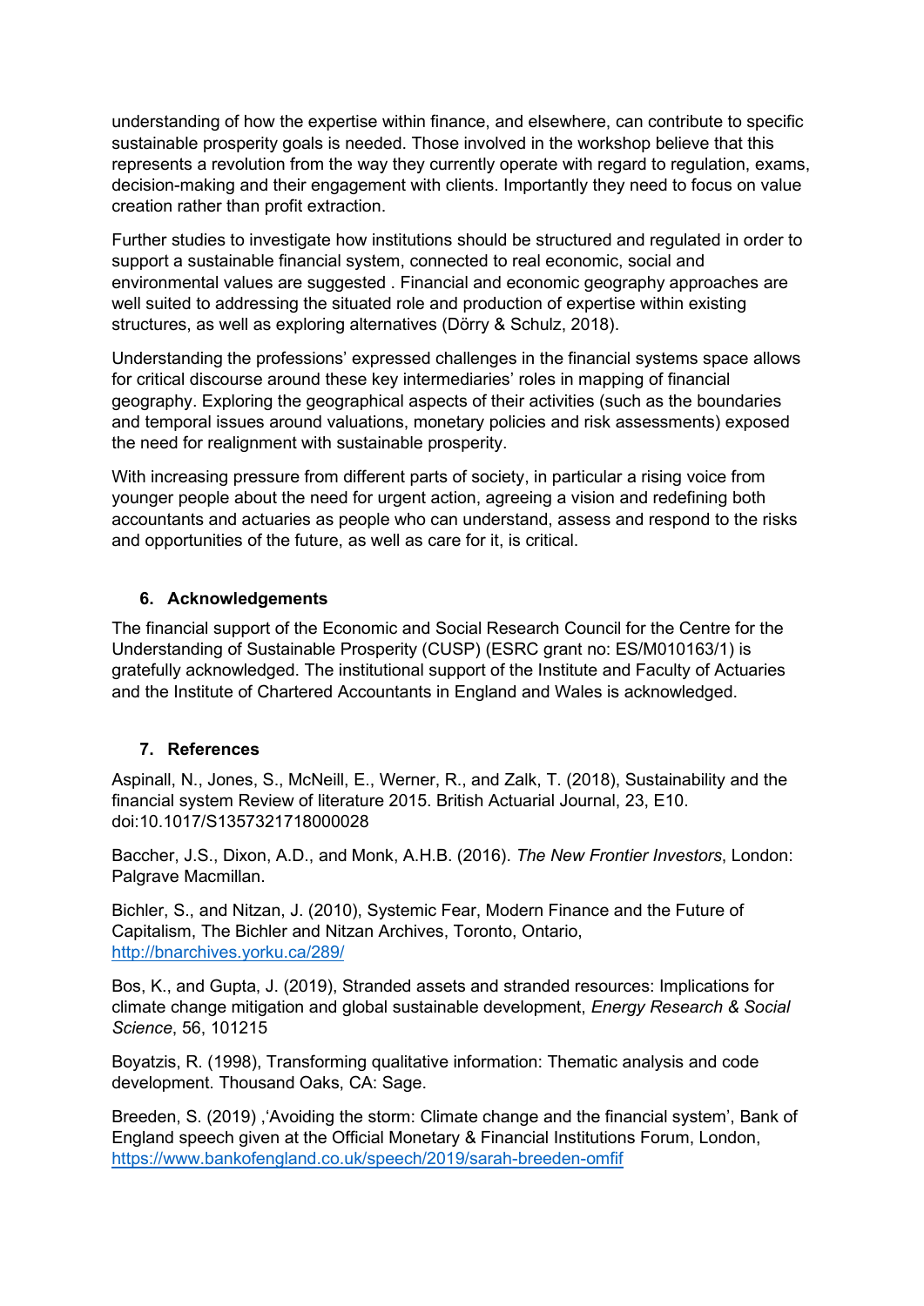understanding of how the expertise within finance, and elsewhere, can contribute to specific sustainable prosperity goals is needed. Those involved in the workshop believe that this represents a revolution from the way they currently operate with regard to regulation, exams, decision-making and their engagement with clients. Importantly they need to focus on value creation rather than profit extraction.

Further studies to investigate how institutions should be structured and regulated in order to support a sustainable financial system, connected to real economic, social and environmental values are suggested . Financial and economic geography approaches are well suited to addressing the situated role and production of expertise within existing structures, as well as exploring alternatives (Dörry & Schulz, 2018).

Understanding the professions' expressed challenges in the financial systems space allows for critical discourse around these key intermediaries' roles in mapping of financial geography. Exploring the geographical aspects of their activities (such as the boundaries and temporal issues around valuations, monetary policies and risk assessments) exposed the need for realignment with sustainable prosperity.

With increasing pressure from different parts of society, in particular a rising voice from younger people about the need for urgent action, agreeing a vision and redefining both accountants and actuaries as people who can understand, assess and respond to the risks and opportunities of the future, as well as care for it, is critical.

## 6. Acknowledgements

The financial support of the Economic and Social Research Council for the Centre for the Understanding of Sustainable Prosperity (CUSP) (ESRC grant no: ES/M010163/1) is gratefully acknowledged. The institutional support of the Institute and Faculty of Actuaries and the Institute of Chartered Accountants in England and Wales is acknowledged.

## 7. References

Aspinall, N., Jones, S., McNeill, E., Werner, R., and Zalk, T. (2018), Sustainability and the financial system Review of literature 2015. British Actuarial Journal, 23, E10. doi:10.1017/S1357321718000028

Baccher, J.S., Dixon, A.D., and Monk, A.H.B. (2016). *The New Frontier Investors*, London: Palgrave Macmillan.

Bichler, S., and Nitzan, J. (2010), Systemic Fear, Modern Finance and the Future of Capitalism, The Bichler and Nitzan Archives, Toronto, Ontario, http://bnarchives.yorku.ca/289/

Bos, K., and Gupta, J. (2019), Stranded assets and stranded resources: Implications for climate change mitigation and global sustainable development, *Energy Research & Social Science*, 56, 101215

Boyatzis, R. (1998), Transforming qualitative information: Thematic analysis and code development. Thousand Oaks, CA: Sage.

Breeden, S. (2019) ,'Avoiding the storm: Climate change and the financial system', Bank of England speech given at the Official Monetary & Financial Institutions Forum, London, https://www.bankofengland.co.uk/speech/2019/sarah-breeden-omfif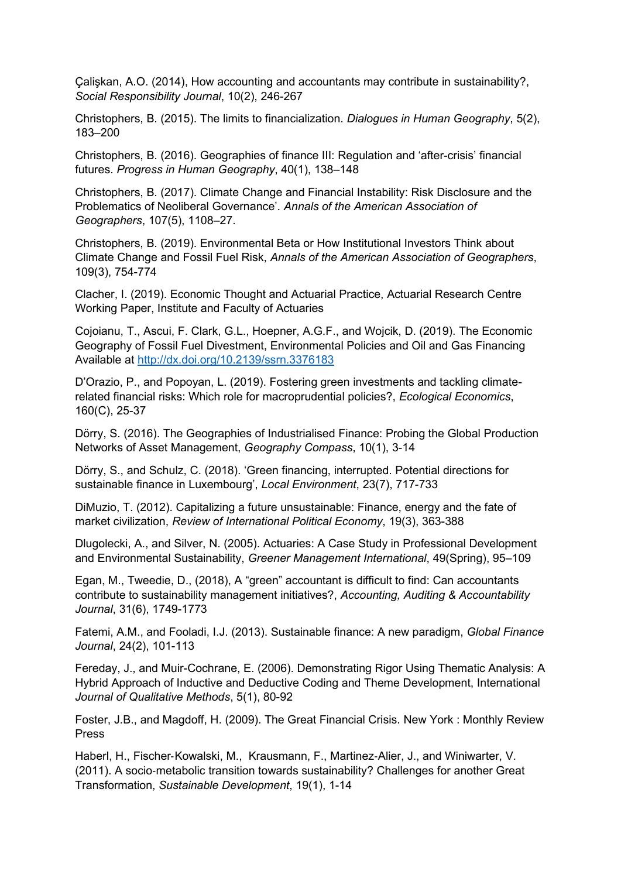Çalişkan, A.O. (2014), How accounting and accountants may contribute in sustainability?, *Social Responsibility Journal*, 10(2), 246-267

Christophers, B. (2015). The limits to financialization. *Dialogues in Human Geography*, 5(2), 183–200

Christophers, B. (2016). Geographies of finance III: Regulation and 'after-crisis' financial futures. *Progress in Human Geography*, 40(1), 138–148

Christophers, B. (2017). Climate Change and Financial Instability: Risk Disclosure and the Problematics of Neoliberal Governance'. *Annals of the American Association of Geographers*, 107(5), 1108–27.

Christophers, B. (2019). Environmental Beta or How Institutional Investors Think about Climate Change and Fossil Fuel Risk, *Annals of the American Association of Geographers*, 109(3), 754-774

Clacher, I. (2019). Economic Thought and Actuarial Practice, Actuarial Research Centre Working Paper, Institute and Faculty of Actuaries

Cojoianu, T., Ascui, F. Clark, G.L., Hoepner, A.G.F., and Wojcik, D. (2019). The Economic Geography of Fossil Fuel Divestment, Environmental Policies and Oil and Gas Financing Available at http://dx.doi.org/10.2139/ssrn.3376183

D'Orazio, P., and Popoyan, L. (2019). Fostering green investments and tackling climate-related financial risks: Which role for macroprudential policies?, *Ecological Economics*, 160(C), 25-37

Dörry, S. (2016). The Geographies of Industrialised Finance: Probing the Global Production Networks of Asset Management, *Geography Compass*, 10(1), 3-14

Dörry, S., and Schulz, C. (2018). 'Green financing, interrupted. Potential directions for sustainable finance in Luxembourg', *Local Environment*, 23(7), 717-733

DiMuzio, T. (2012). Capitalizing a future unsustainable: Finance, energy and the fate of market civilization, *Review of International Political Economy*, 19(3), 363-388

Dlugolecki, A., and Silver, N. (2005). Actuaries: A Case Study in Professional Development and Environmental Sustainability, *Greener Management International*, 49(Spring), 95–109

Egan, M., Tweedie, D., (2018), A "green" accountant is difficult to find: Can accountants contribute to sustainability management initiatives?, *Accounting, Auditing & Accountability Journal*, 31(6), 1749-1773

Fatemi, A.M., and Fooladi, I.J. (2013). Sustainable finance: A new paradigm, *Global Finance Journal*, 24(2), 101-113

Fereday, J., and Muir-Cochrane, E. (2006). Demonstrating Rigor Using Thematic Analysis: A Hybrid Approach of Inductive and Deductive Coding and Theme Development, International *Journal of Qualitative Methods*, 5(1), 80-92

Foster, J.B., and Magdoff, H. (2009). The Great Financial Crisis. New York : Monthly Review Press

Haberl, H., Fischer-Kowalski, M., Krausmann, F., Martinez-Alier, J., and Winiwarter, V. (2011). A socio-metabolic transition towards sustainability? Challenges for another Great Transformation, *Sustainable Development*, 19(1), 1-14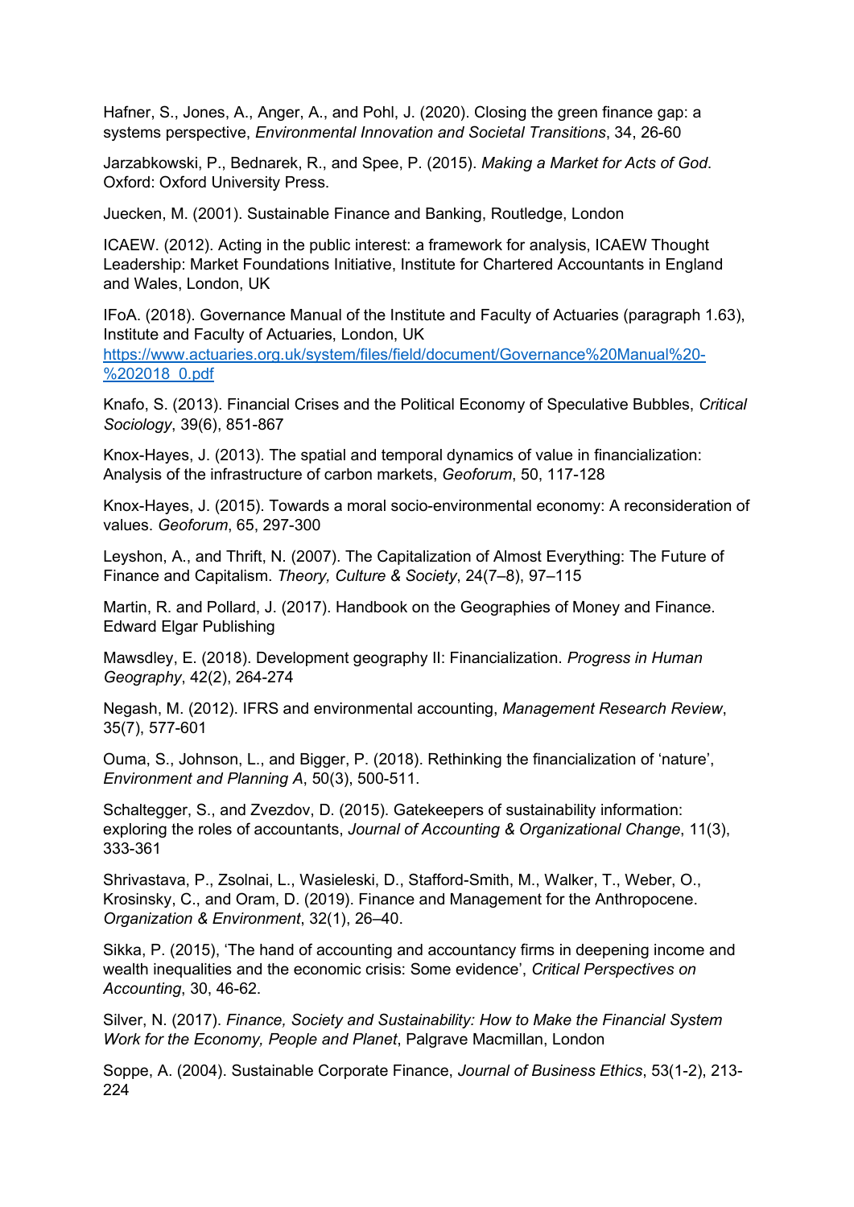Hafner, S., Jones, A., Anger, A., and Pohl, J. (2020). Closing the green finance gap: a systems perspective, *Environmental Innovation and Societal Transitions*, 34, 26-60

Jarzabkowski, P., Bednarek, R., and Spee, P. (2015). *Making a Market for Acts of God*. Oxford: Oxford University Press.

Juecken, M. (2001). Sustainable Finance and Banking, Routledge, London

ICAEW. (2012). Acting in the public interest: a framework for analysis, ICAEW Thought Leadership: Market Foundations Initiative, Institute for Chartered Accountants in England and Wales, London, UK

IFoA. (2018). Governance Manual of the Institute and Faculty of Actuaries (paragraph 1.63), Institute and Faculty of Actuaries, London, UK
[https://www.actuaries.org.uk/system/files/field/document/Governance%20Manual%20-%202018_0.pdf](https://www.actuaries.org.uk/system/files/field/document/Governance%20Manual%20-%202018_0.pdf)

Knafo, S. (2013). Financial Crises and the Political Economy of Speculative Bubbles, *Critical Sociology*, 39(6), 851-867

Knox-Hayes, J. (2013). The spatial and temporal dynamics of value in financialization: Analysis of the infrastructure of carbon markets, *Geoforum*, 50, 117-128

Knox-Hayes, J. (2015). Towards a moral socio-environmental economy: A reconsideration of values. *Geoforum*, 65, 297-300

Leyshon, A., and Thrift, N. (2007). The Capitalization of Almost Everything: The Future of Finance and Capitalism. *Theory, Culture & Society*, 24(7–8), 97–115

Martin, R. and Pollard, J. (2017). Handbook on the Geographies of Money and Finance. Edward Elgar Publishing

Mawsdley, E. (2018). Development geography II: Financialization. *Progress in Human Geography*, 42(2), 264-274

Negash, M. (2012). IFRS and environmental accounting, *Management Research Review*, 35(7), 577-601

Ouma, S., Johnson, L., and Bigger, P. (2018). Rethinking the financialization of 'nature', *Environment and Planning A*, 50(3), 500-511.

Schaltegger, S., and Zvezdov, D. (2015). Gatekeepers of sustainability information: exploring the roles of accountants, *Journal of Accounting & Organizational Change*, 11(3), 333-361

Shrivastava, P., Zsolnai, L., Wasieleski, D., Stafford-Smith, M., Walker, T., Weber, O., Krosinsky, C., and Oram, D. (2019). Finance and Management for the Anthropocene. *Organization & Environment*, 32(1), 26–40.

Sikka, P. (2015), 'The hand of accounting and accountancy firms in deepening income and wealth inequalities and the economic crisis: Some evidence', *Critical Perspectives on Accounting*, 30, 46-62.

Silver, N. (2017). *Finance, Society and Sustainability: How to Make the Financial System Work for the Economy, People and Planet*, Palgrave Macmillan, London

Soppe, A. (2004). Sustainable Corporate Finance, *Journal of Business Ethics*, 53(1-2), 213-224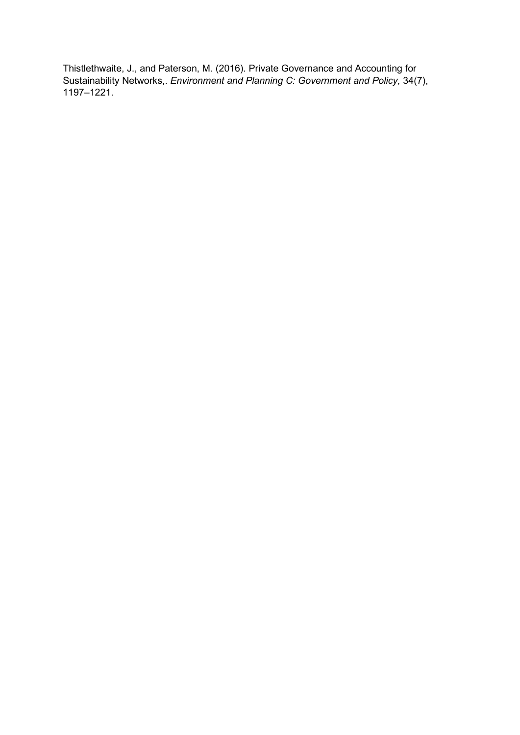Thistlethwaite, J., and Paterson, M. (2016). Private Governance and Accounting for Sustainability Networks,. *Environment and Planning C: Government and Policy,* 34(7), 1197–1221.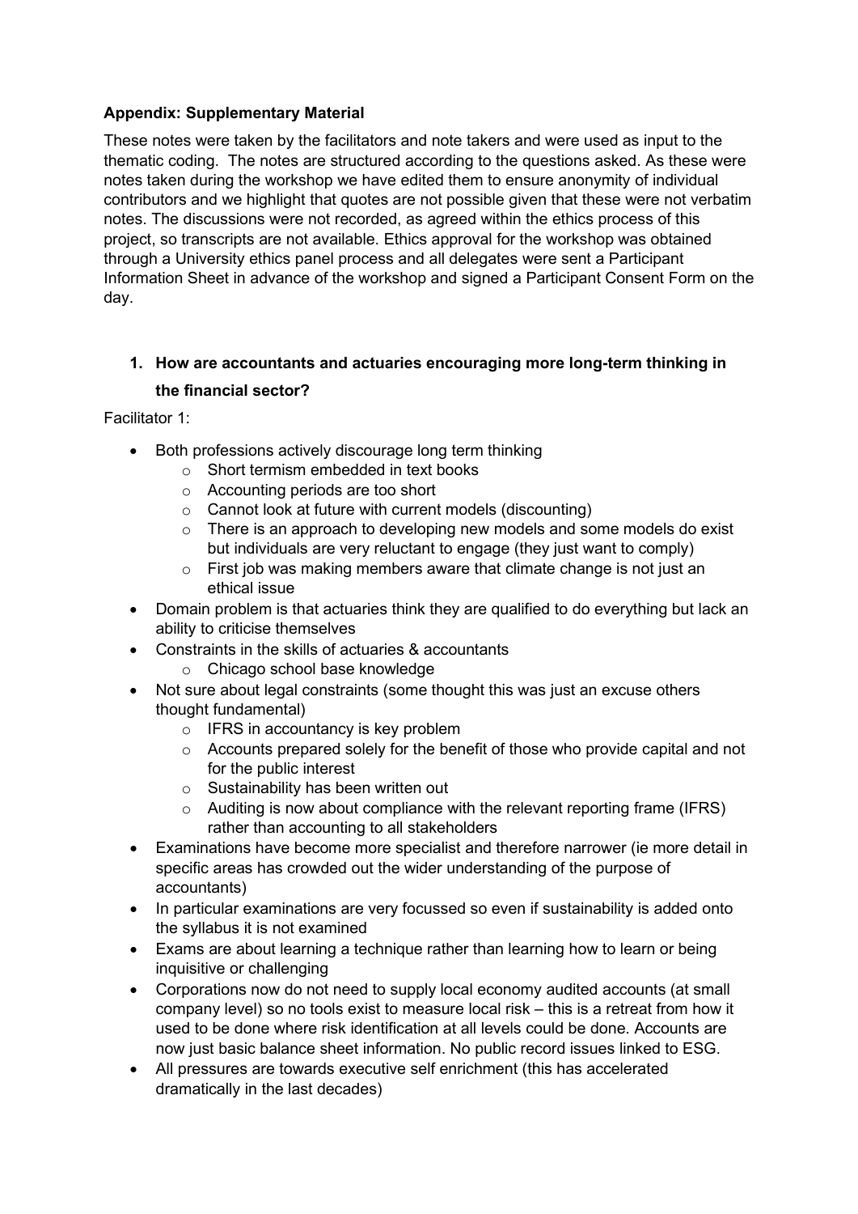**Appendix: Supplementary Material**

These notes were taken by the facilitators and note takers and were used as input to the thematic coding. The notes are structured according to the questions asked. As these were notes taken during the workshop we have edited them to ensure anonymity of individual contributors and we highlight that quotes are not possible given that these were not verbatim notes. The discussions were not recorded, as agreed within the ethics process of this project, so transcripts are not available. Ethics approval for the workshop was obtained through a University ethics panel process and all delegates were sent a Participant Information Sheet in advance of the workshop and signed a Participant Consent Form on the day.

1. **How are accountants and actuaries encouraging more long-term thinking in the financial sector?**

Facilitator 1:

- Both professions actively discourage long term thinking
  - Short termism embedded in text books
  - Accounting periods are too short
  - Cannot look at future with current models (discounting)
  - There is an approach to developing new models and some models do exist but individuals are very reluctant to engage (they just want to comply)
  - First job was making members aware that climate change is not just an ethical issue
- Domain problem is that actuaries think they are qualified to do everything but lack an ability to criticise themselves
- Constraints in the skills of actuaries & accountants
  - Chicago school base knowledge
- Not sure about legal constraints (some thought this was just an excuse others thought fundamental)
  - IFRS in accountancy is key problem
  - Accounts prepared solely for the benefit of those who provide capital and not for the public interest
  - Sustainability has been written out
  - Auditing is now about compliance with the relevant reporting frame (IFRS) rather than accounting to all stakeholders
- Examinations have become more specialist and therefore narrower (ie more detail in specific areas has crowded out the wider understanding of the purpose of accountants)
- In particular examinations are very focussed so even if sustainability is added onto the syllabus it is not examined
- Exams are about learning a technique rather than learning how to learn or being inquisitive or challenging
- Corporations now do not need to supply local economy audited accounts (at small company level) so no tools exist to measure local risk – this is a retreat from how it used to be done where risk identification at all levels could be done. Accounts are now just basic balance sheet information. No public record issues linked to ESG.
- All pressures are towards executive self enrichment (this has accelerated dramatically in the last decades)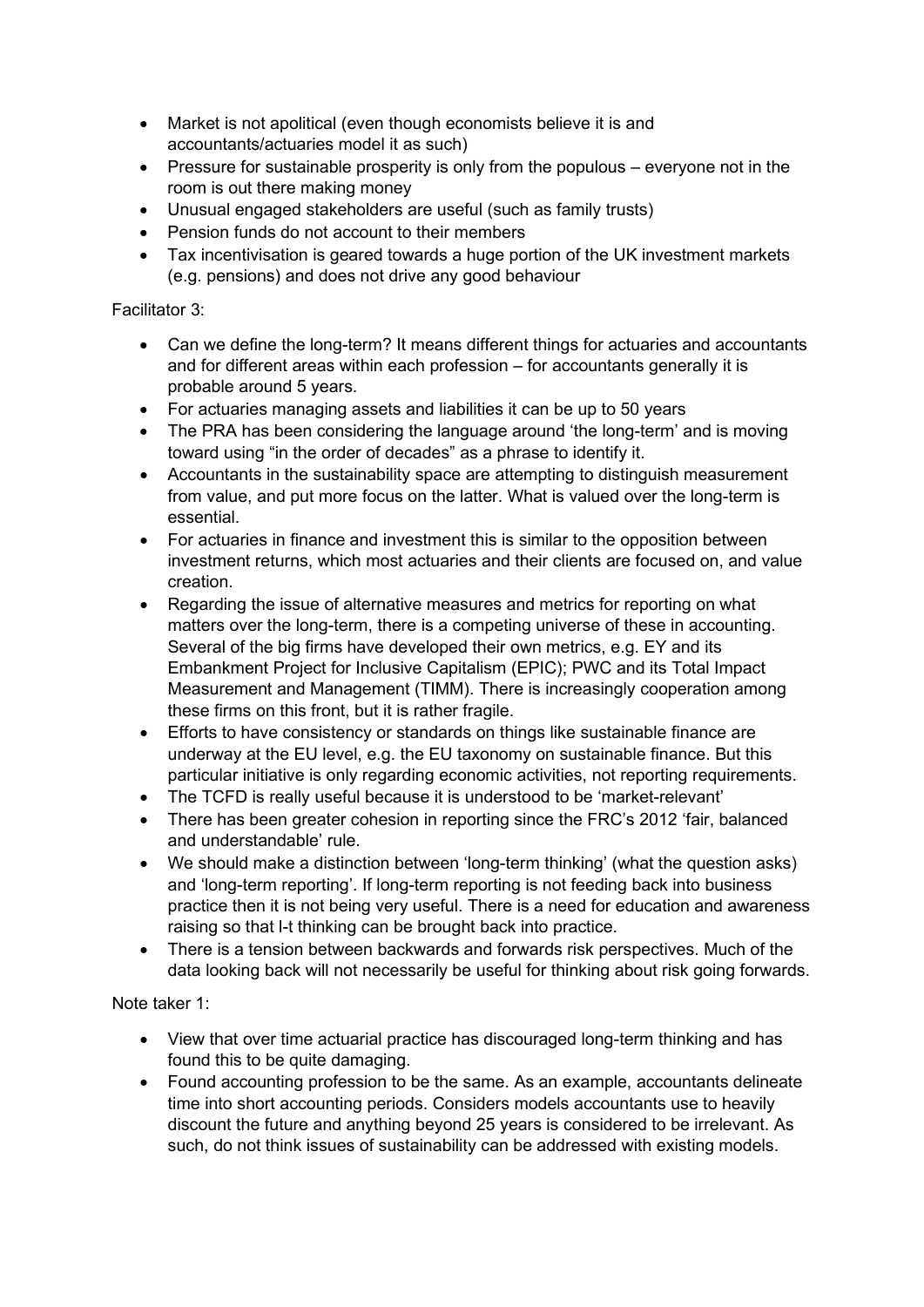- Market is not apolitical (even though economists believe it is and accountants/actuaries model it as such)
- Pressure for sustainable prosperity is only from the populous – everyone not in the room is out there making money
- Unusual engaged stakeholders are useful (such as family trusts)
- Pension funds do not account to their members
- Tax incentivisation is geared towards a huge portion of the UK investment markets (e.g. pensions) and does not drive any good behaviour

Facilitator 3:

- Can we define the long-term? It means different things for actuaries and accountants and for different areas within each profession – for accountants generally it is probable around 5 years.
- For actuaries managing assets and liabilities it can be up to 50 years
- The PRA has been considering the language around 'the long-term' and is moving toward using "in the order of decades" as a phrase to identify it.
- Accountants in the sustainability space are attempting to distinguish measurement from value, and put more focus on the latter. What is valued over the long-term is essential.
- For actuaries in finance and investment this is similar to the opposition between investment returns, which most actuaries and their clients are focused on, and value creation.
- Regarding the issue of alternative measures and metrics for reporting on what matters over the long-term, there is a competing universe of these in accounting. Several of the big firms have developed their own metrics, e.g. EY and its Embankment Project for Inclusive Capitalism (EPIC); PWC and its Total Impact Measurement and Management (TIMM). There is increasingly cooperation among these firms on this front, but it is rather fragile.
- Efforts to have consistency or standards on things like sustainable finance are underway at the EU level, e.g. the EU taxonomy on sustainable finance. But this particular initiative is only regarding economic activities, not reporting requirements.
- The TCFD is really useful because it is understood to be 'market-relevant'
- There has been greater cohesion in reporting since the FRC's 2012 'fair, balanced and understandable' rule.
- We should make a distinction between 'long-term thinking' (what the question asks) and 'long-term reporting'. If long-term reporting is not feeding back into business practice then it is not being very useful. There is a need for education and awareness raising so that l-t thinking can be brought back into practice.
- There is a tension between backwards and forwards risk perspectives. Much of the data looking back will not necessarily be useful for thinking about risk going forwards.

Note taker 1:

- View that over time actuarial practice has discouraged long-term thinking and has found this to be quite damaging.
- Found accounting profession to be the same. As an example, accountants delineate time into short accounting periods. Considers models accountants use to heavily discount the future and anything beyond 25 years is considered to be irrelevant. As such, do not think issues of sustainability can be addressed with existing models.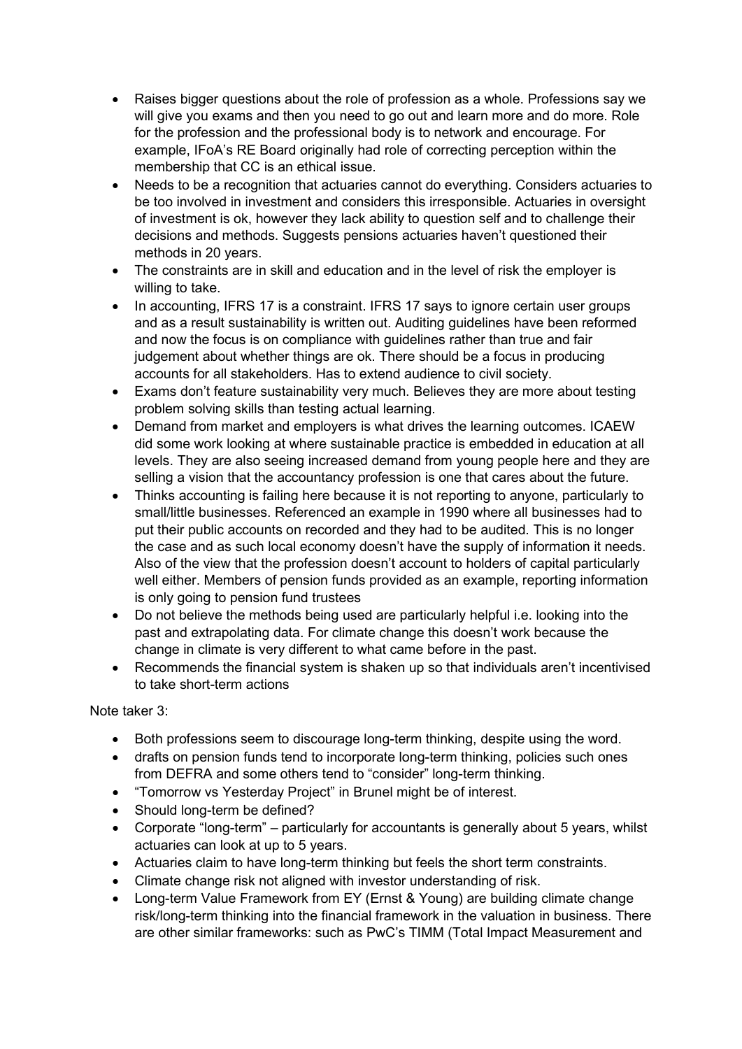- Raises bigger questions about the role of profession as a whole. Professions say we will give you exams and then you need to go out and learn more and do more. Role for the profession and the professional body is to network and encourage. For example, IFoA's RE Board originally had role of correcting perception within the membership that CC is an ethical issue.
- Needs to be a recognition that actuaries cannot do everything. Considers actuaries to be too involved in investment and considers this irresponsible. Actuaries in oversight of investment is ok, however they lack ability to question self and to challenge their decisions and methods. Suggests pensions actuaries haven't questioned their methods in 20 years.
- The constraints are in skill and education and in the level of risk the employer is willing to take.
- In accounting, IFRS 17 is a constraint. IFRS 17 says to ignore certain user groups and as a result sustainability is written out. Auditing guidelines have been reformed and now the focus is on compliance with guidelines rather than true and fair judgement about whether things are ok. There should be a focus in producing accounts for all stakeholders. Has to extend audience to civil society.
- Exams don't feature sustainability very much. Believes they are more about testing problem solving skills than testing actual learning.
- Demand from market and employers is what drives the learning outcomes. ICAEW did some work looking at where sustainable practice is embedded in education at all levels. They are also seeing increased demand from young people here and they are selling a vision that the accountancy profession is one that cares about the future.
- Thinks accounting is failing here because it is not reporting to anyone, particularly to small/little businesses. Referenced an example in 1990 where all businesses had to put their public accounts on recorded and they had to be audited. This is no longer the case and as such local economy doesn't have the supply of information it needs. Also of the view that the profession doesn't account to holders of capital particularly well either. Members of pension funds provided as an example, reporting information is only going to pension fund trustees
- Do not believe the methods being used are particularly helpful i.e. looking into the past and extrapolating data. For climate change this doesn't work because the change in climate is very different to what came before in the past.
- Recommends the financial system is shaken up so that individuals aren't incentivised to take short-term actions

Note taker 3:

- Both professions seem to discourage long-term thinking, despite using the word.
- drafts on pension funds tend to incorporate long-term thinking, policies such ones from DEFRA and some others tend to "consider" long-term thinking.
- "Tomorrow vs Yesterday Project" in Brunel might be of interest.
- Should long-term be defined?
- Corporate "long-term" – particularly for accountants is generally about 5 years, whilst actuaries can look at up to 5 years.
- Actuaries claim to have long-term thinking but feels the short term constraints.
- Climate change risk not aligned with investor understanding of risk.
- Long-term Value Framework from EY (Ernst & Young) are building climate change risk/long-term thinking into the financial framework in the valuation in business. There are other similar frameworks: such as PwC's TIMM (Total Impact Measurement and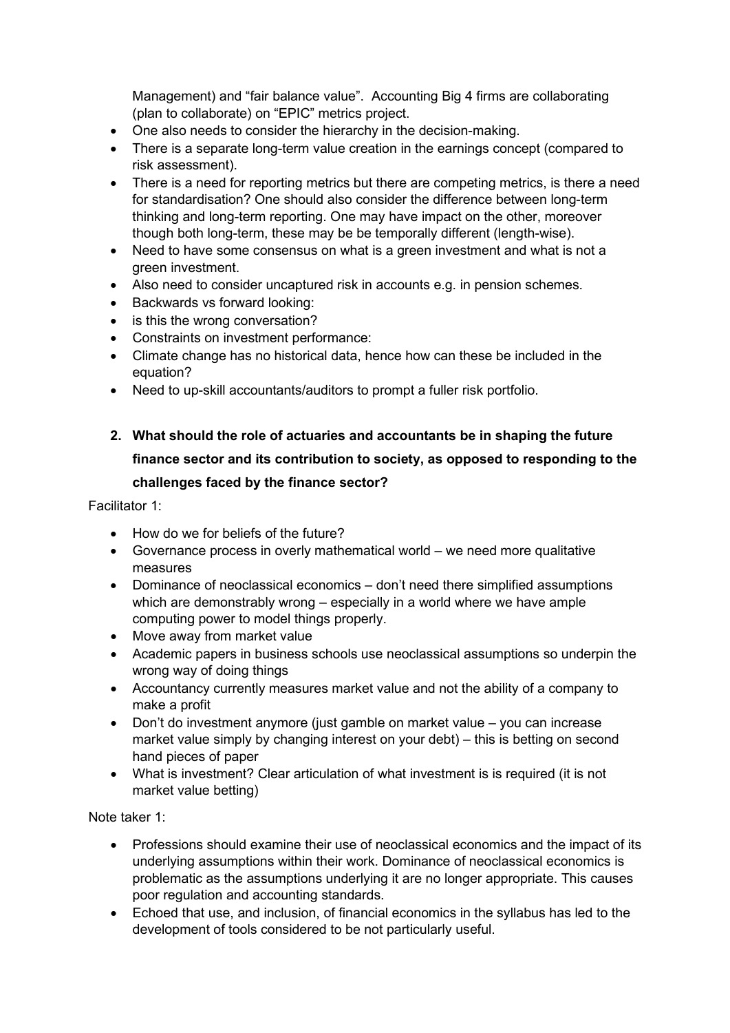Management) and "fair balance value". Accounting Big 4 firms are collaborating (plan to collaborate) on "EPIC" metrics project.

- One also needs to consider the hierarchy in the decision-making.
- There is a separate long-term value creation in the earnings concept (compared to risk assessment).
- There is a need for reporting metrics but there are competing metrics, is there a need for standardisation? One should also consider the difference between long-term thinking and long-term reporting. One may have impact on the other, moreover though both long-term, these may be be temporally different (length-wise).
- Need to have some consensus on what is a green investment and what is not a green investment.
- Also need to consider uncaptured risk in accounts e.g. in pension schemes.
- Backwards vs forward looking:
- is this the wrong conversation?
- Constraints on investment performance:
- Climate change has no historical data, hence how can these be included in the equation?
- Need to up-skill accountants/auditors to prompt a fuller risk portfolio.

**2. What should the role of actuaries and accountants be in shaping the future finance sector and its contribution to society, as opposed to responding to the challenges faced by the finance sector?**

Facilitator 1:

- How do we for beliefs of the future?
- Governance process in overly mathematical world – we need more qualitative measures
- Dominance of neoclassical economics – don't need there simplified assumptions which are demonstrably wrong – especially in a world where we have ample computing power to model things properly.
- Move away from market value
- Academic papers in business schools use neoclassical assumptions so underpin the wrong way of doing things
- Accountancy currently measures market value and not the ability of a company to make a profit
- Don't do investment anymore (just gamble on market value – you can increase market value simply by changing interest on your debt) – this is betting on second hand pieces of paper
- What is investment? Clear articulation of what investment is is required (it is not market value betting)

Note taker 1:

- Professions should examine their use of neoclassical economics and the impact of its underlying assumptions within their work. Dominance of neoclassical economics is problematic as the assumptions underlying it are no longer appropriate. This causes poor regulation and accounting standards.
- Echoed that use, and inclusion, of financial economics in the syllabus has led to the development of tools considered to be not particularly useful.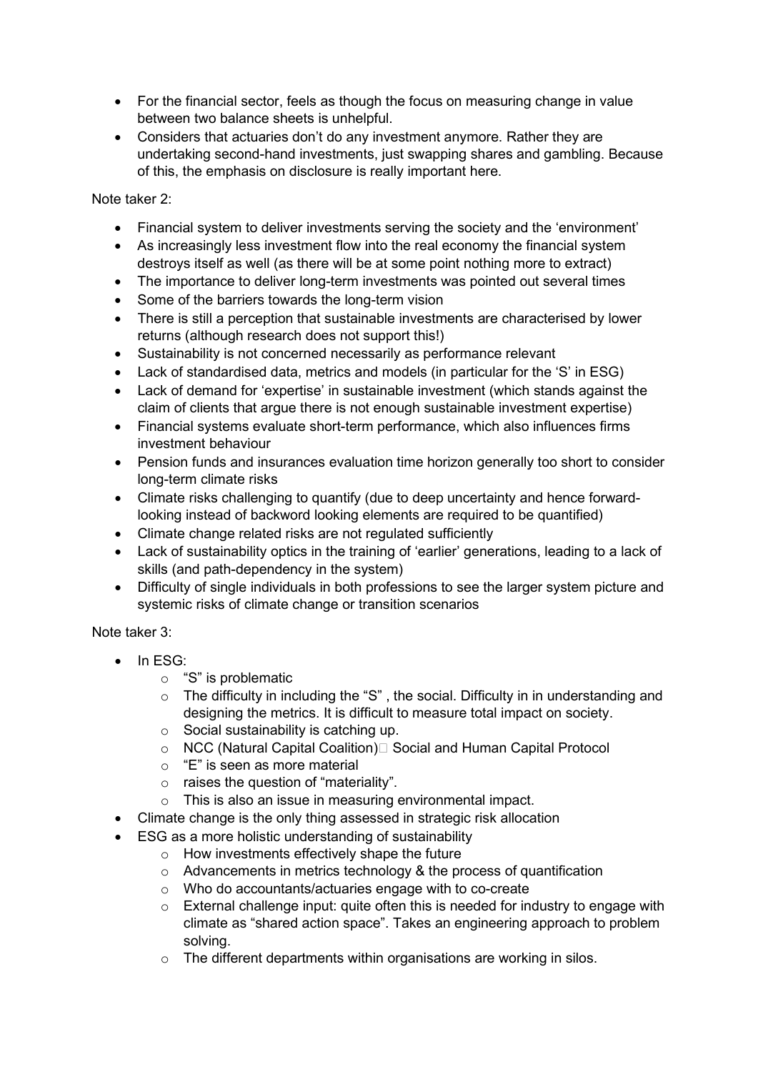- For the financial sector, feels as though the focus on measuring change in value between two balance sheets is unhelpful.
- Considers that actuaries don't do any investment anymore. Rather they are undertaking second-hand investments, just swapping shares and gambling. Because of this, the emphasis on disclosure is really important here.

Note taker 2:

- Financial system to deliver investments serving the society and the 'environment'
- As increasingly less investment flow into the real economy the financial system destroys itself as well (as there will be at some point nothing more to extract)
- The importance to deliver long-term investments was pointed out several times
- Some of the barriers towards the long-term vision
- There is still a perception that sustainable investments are characterised by lower returns (although research does not support this!)
- Sustainability is not concerned necessarily as performance relevant
- Lack of standardised data, metrics and models (in particular for the 'S' in ESG)
- Lack of demand for 'expertise' in sustainable investment (which stands against the claim of clients that argue there is not enough sustainable investment expertise)
- Financial systems evaluate short-term performance, which also influences firms investment behaviour
- Pension funds and insurances evaluation time horizon generally too short to consider long-term climate risks
- Climate risks challenging to quantify (due to deep uncertainty and hence forward-looking instead of backword looking elements are required to be quantified)
- Climate change related risks are not regulated sufficiently
- Lack of sustainability optics in the training of 'earlier' generations, leading to a lack of skills (and path-dependency in the system)
- Difficulty of single individuals in both professions to see the larger system picture and systemic risks of climate change or transition scenarios

Note taker 3:

- In ESG:
  - "S" is problematic
  - The difficulty in including the "S" , the social. Difficulty in in understanding and designing the metrics. It is difficult to measure total impact on society.
  - Social sustainability is catching up.
  - NCC (Natural Capital Coalition) Social and Human Capital Protocol
  - "E" is seen as more material
  - raises the question of "materiality".
  - This is also an issue in measuring environmental impact.
- Climate change is the only thing assessed in strategic risk allocation
- ESG as a more holistic understanding of sustainability
  - How investments effectively shape the future
  - Advancements in metrics technology & the process of quantification
  - Who do accountants/actuaries engage with to co-create
  - External challenge input: quite often this is needed for industry to engage with climate as "shared action space". Takes an engineering approach to problem solving.
  - The different departments within organisations are working in silos.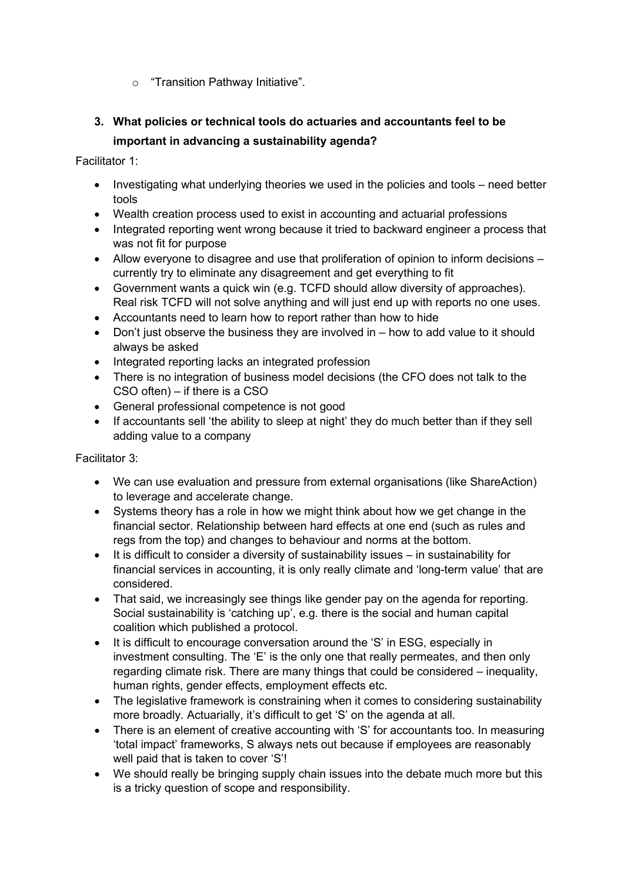- "Transition Pathway Initiative".

3. **What policies or technical tools do actuaries and accountants feel to be important in advancing a sustainability agenda?**

Facilitator 1:

- Investigating what underlying theories we used in the policies and tools – need better tools
- Wealth creation process used to exist in accounting and actuarial professions
- Integrated reporting went wrong because it tried to backward engineer a process that was not fit for purpose
- Allow everyone to disagree and use that proliferation of opinion to inform decisions – currently try to eliminate any disagreement and get everything to fit
- Government wants a quick win (e.g. TCFD should allow diversity of approaches). Real risk TCFD will not solve anything and will just end up with reports no one uses.
- Accountants need to learn how to report rather than how to hide
- Don't just observe the business they are involved in – how to add value to it should always be asked
- Integrated reporting lacks an integrated profession
- There is no integration of business model decisions (the CFO does not talk to the CSO often) – if there is a CSO
- General professional competence is not good
- If accountants sell 'the ability to sleep at night' they do much better than if they sell adding value to a company

Facilitator 3:

- We can use evaluation and pressure from external organisations (like ShareAction) to leverage and accelerate change.
- Systems theory has a role in how we might think about how we get change in the financial sector. Relationship between hard effects at one end (such as rules and regs from the top) and changes to behaviour and norms at the bottom.
- It is difficult to consider a diversity of sustainability issues – in sustainability for financial services in accounting, it is only really climate and 'long-term value' that are considered.
- That said, we increasingly see things like gender pay on the agenda for reporting. Social sustainability is 'catching up', e.g. there is the social and human capital coalition which published a protocol.
- It is difficult to encourage conversation around the 'S' in ESG, especially in investment consulting. The 'E' is the only one that really permeates, and then only regarding climate risk. There are many things that could be considered – inequality, human rights, gender effects, employment effects etc.
- The legislative framework is constraining when it comes to considering sustainability more broadly. Actuarially, it's difficult to get 'S' on the agenda at all.
- There is an element of creative accounting with 'S' for accountants too. In measuring 'total impact' frameworks, S always nets out because if employees are reasonably well paid that is taken to cover 'S'!
- We should really be bringing supply chain issues into the debate much more but this is a tricky question of scope and responsibility.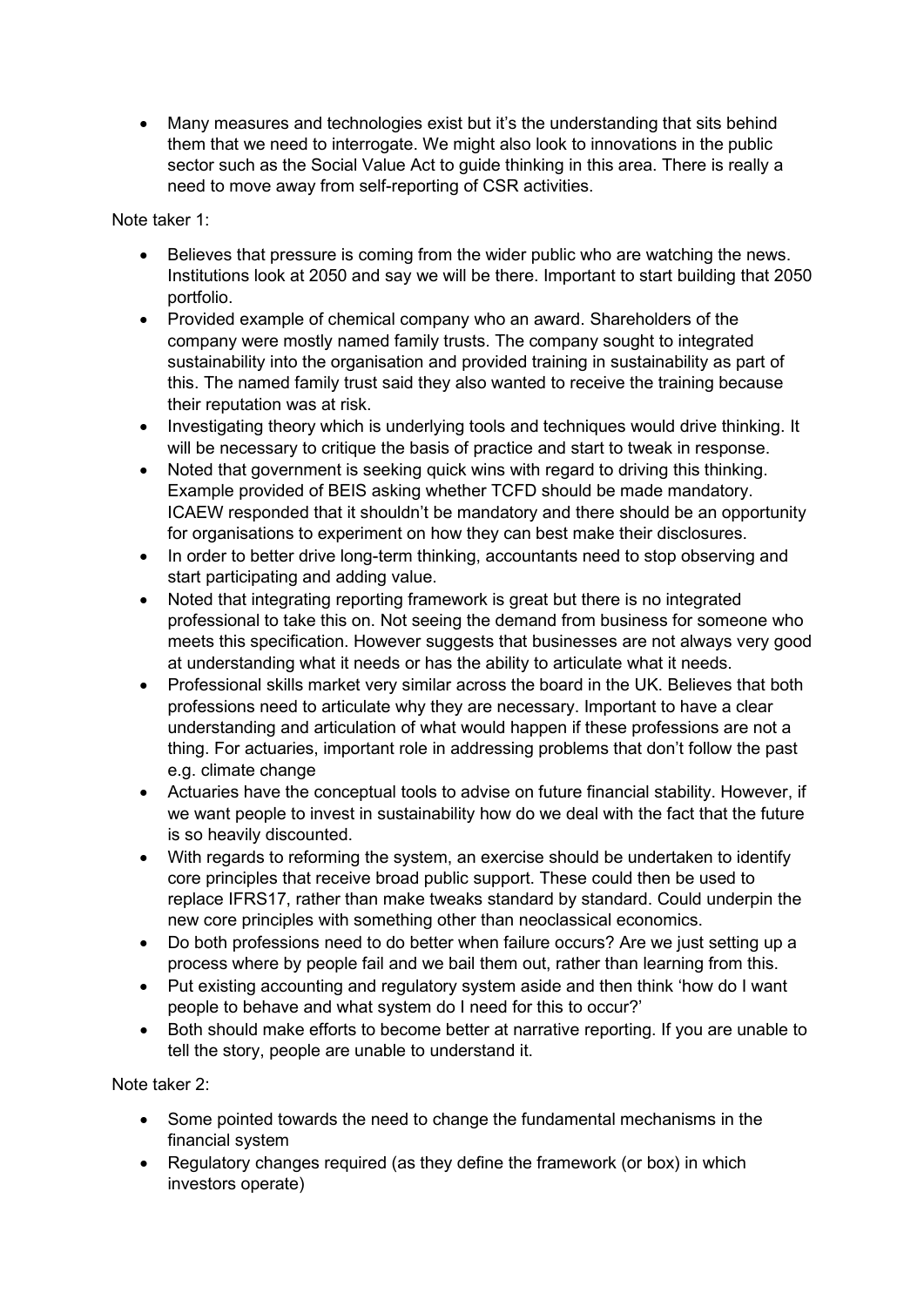- Many measures and technologies exist but it's the understanding that sits behind them that we need to interrogate. We might also look to innovations in the public sector such as the Social Value Act to guide thinking in this area. There is really a need to move away from self-reporting of CSR activities.

Note taker 1:

- Believes that pressure is coming from the wider public who are watching the news. Institutions look at 2050 and say we will be there. Important to start building that 2050 portfolio.
- Provided example of chemical company who an award. Shareholders of the company were mostly named family trusts. The company sought to integrated sustainability into the organisation and provided training in sustainability as part of this. The named family trust said they also wanted to receive the training because their reputation was at risk.
- Investigating theory which is underlying tools and techniques would drive thinking. It will be necessary to critique the basis of practice and start to tweak in response.
- Noted that government is seeking quick wins with regard to driving this thinking. Example provided of BEIS asking whether TCFD should be made mandatory. ICAEW responded that it shouldn't be mandatory and there should be an opportunity for organisations to experiment on how they can best make their disclosures.
- In order to better drive long-term thinking, accountants need to stop observing and start participating and adding value.
- Noted that integrating reporting framework is great but there is no integrated professional to take this on. Not seeing the demand from business for someone who meets this specification. However suggests that businesses are not always very good at understanding what it needs or has the ability to articulate what it needs.
- Professional skills market very similar across the board in the UK. Believes that both professions need to articulate why they are necessary. Important to have a clear understanding and articulation of what would happen if these professions are not a thing. For actuaries, important role in addressing problems that don't follow the past e.g. climate change
- Actuaries have the conceptual tools to advise on future financial stability. However, if we want people to invest in sustainability how do we deal with the fact that the future is so heavily discounted.
- With regards to reforming the system, an exercise should be undertaken to identify core principles that receive broad public support. These could then be used to replace IFRS17, rather than make tweaks standard by standard. Could underpin the new core principles with something other than neoclassical economics.
- Do both professions need to do better when failure occurs? Are we just setting up a process where by people fail and we bail them out, rather than learning from this.
- Put existing accounting and regulatory system aside and then think 'how do I want people to behave and what system do I need for this to occur?'
- Both should make efforts to become better at narrative reporting. If you are unable to tell the story, people are unable to understand it.

Note taker 2:

- Some pointed towards the need to change the fundamental mechanisms in the financial system
- Regulatory changes required (as they define the framework (or box) in which investors operate)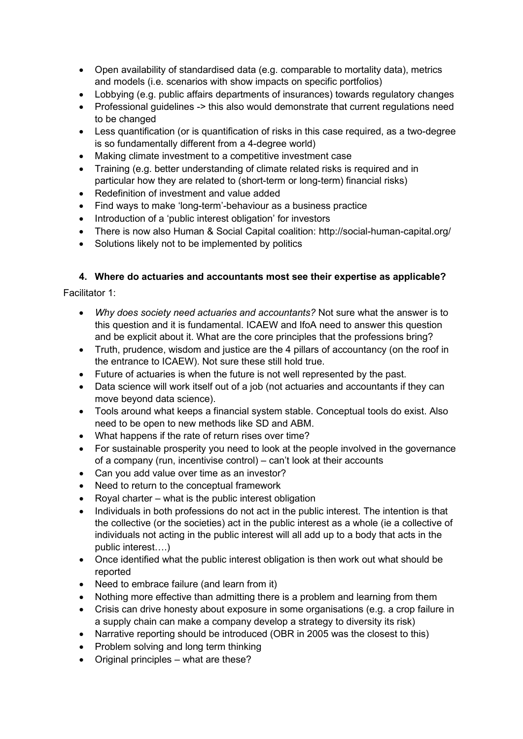- Open availability of standardised data (e.g. comparable to mortality data), metrics and models (i.e. scenarios with show impacts on specific portfolios)
- Lobbying (e.g. public affairs departments of insurances) towards regulatory changes
- Professional guidelines -> this also would demonstrate that current regulations need to be changed
- Less quantification (or is quantification of risks in this case required, as a two-degree is so fundamentally different from a 4-degree world)
- Making climate investment to a competitive investment case
- Training (e.g. better understanding of climate related risks is required and in particular how they are related to (short-term or long-term) financial risks)
- Redefinition of investment and value added
- Find ways to make 'long-term'-behaviour as a business practice
- Introduction of a 'public interest obligation' for investors
- There is now also Human & Social Capital coalition: http://social-human-capital.org/
- Solutions likely not to be implemented by politics

#### 4. Where do actuaries and accountants most see their expertise as applicable?

Facilitator 1:

- *Why does society need actuaries and accountants?* Not sure what the answer is to this question and it is fundamental. ICAEW and IfoA need to answer this question and be explicit about it. What are the core principles that the professions bring?
- Truth, prudence, wisdom and justice are the 4 pillars of accountancy (on the roof in the entrance to ICAEW). Not sure these still hold true.
- Future of actuaries is when the future is not well represented by the past.
- Data science will work itself out of a job (not actuaries and accountants if they can move beyond data science).
- Tools around what keeps a financial system stable. Conceptual tools do exist. Also need to be open to new methods like SD and ABM.
- What happens if the rate of return rises over time?
- For sustainable prosperity you need to look at the people involved in the governance of a company (run, incentivise control) – can't look at their accounts
- Can you add value over time as an investor?
- Need to return to the conceptual framework
- Royal charter – what is the public interest obligation
- Individuals in both professions do not act in the public interest. The intention is that the collective (or the societies) act in the public interest as a whole (ie a collective of individuals not acting in the public interest will all add up to a body that acts in the public interest….)
- Once identified what the public interest obligation is then work out what should be reported
- Need to embrace failure (and learn from it)
- Nothing more effective than admitting there is a problem and learning from them
- Crisis can drive honesty about exposure in some organisations (e.g. a crop failure in a supply chain can make a company develop a strategy to diversity its risk)
- Narrative reporting should be introduced (OBR in 2005 was the closest to this)
- Problem solving and long term thinking
- Original principles – what are these?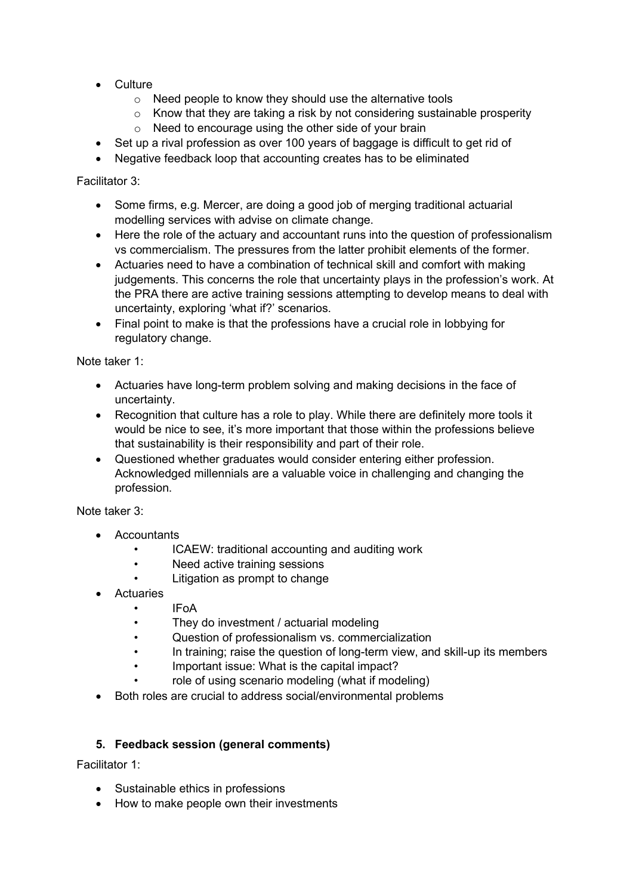- Culture
  - Need people to know they should use the alternative tools
  - Know that they are taking a risk by not considering sustainable prosperity
  - Need to encourage using the other side of your brain
- Set up a rival profession as over 100 years of baggage is difficult to get rid of
- Negative feedback loop that accounting creates has to be eliminated

Facilitator 3:

- Some firms, e.g. Mercer, are doing a good job of merging traditional actuarial modelling services with advise on climate change.
- Here the role of the actuary and accountant runs into the question of professionalism vs commercialism. The pressures from the latter prohibit elements of the former.
- Actuaries need to have a combination of technical skill and comfort with making judgements. This concerns the role that uncertainty plays in the profession's work. At the PRA there are active training sessions attempting to develop means to deal with uncertainty, exploring 'what if?' scenarios.
- Final point to make is that the professions have a crucial role in lobbying for regulatory change.

Note taker 1:

- Actuaries have long-term problem solving and making decisions in the face of uncertainty.
- Recognition that culture has a role to play. While there are definitely more tools it would be nice to see, it's more important that those within the professions believe that sustainability is their responsibility and part of their role.
- Questioned whether graduates would consider entering either profession. Acknowledged millennials are a valuable voice in challenging and changing the profession.

Note taker 3:

- Accountants
  - ICAEW: traditional accounting and auditing work
  - Need active training sessions
  - Litigation as prompt to change
- Actuaries
  - IFoA
  - They do investment / actuarial modeling
  - Question of professionalism vs. commercialization
  - In training; raise the question of long-term view, and skill-up its members
  - Important issue: What is the capital impact?
  - role of using scenario modeling (what if modeling)
- Both roles are crucial to address social/environmental problems

## 5. Feedback session (general comments)

Facilitator 1:

- Sustainable ethics in professions
- How to make people own their investments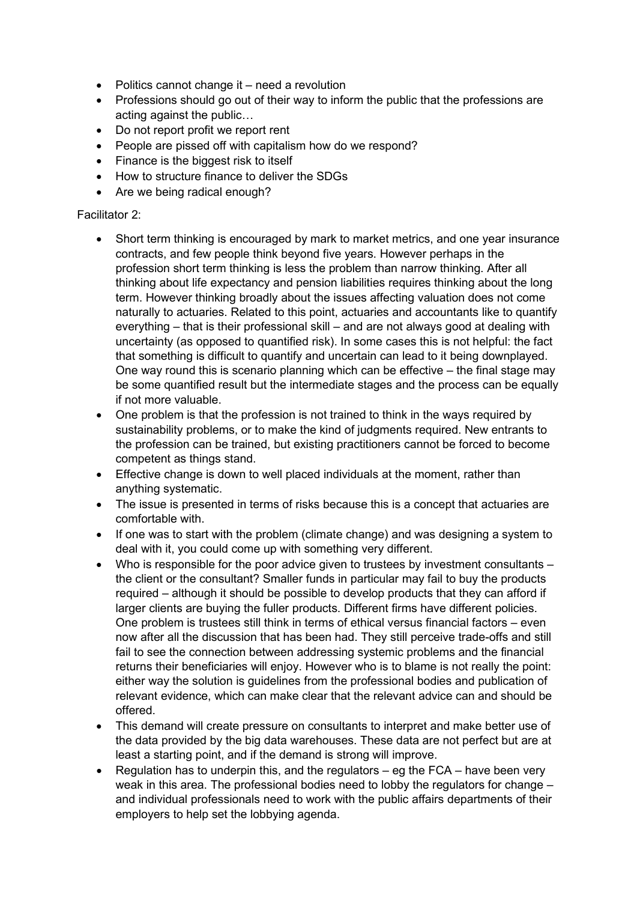- Politics cannot change it – need a revolution
- Professions should go out of their way to inform the public that the professions are acting against the public…
- Do not report profit we report rent
- People are pissed off with capitalism how do we respond?
- Finance is the biggest risk to itself
- How to structure finance to deliver the SDGs
- Are we being radical enough?

Facilitator 2:

- Short term thinking is encouraged by mark to market metrics, and one year insurance contracts, and few people think beyond five years. However perhaps in the profession short term thinking is less the problem than narrow thinking. After all thinking about life expectancy and pension liabilities requires thinking about the long term. However thinking broadly about the issues affecting valuation does not come naturally to actuaries. Related to this point, actuaries and accountants like to quantify everything – that is their professional skill – and are not always good at dealing with uncertainty (as opposed to quantified risk). In some cases this is not helpful: the fact that something is difficult to quantify and uncertain can lead to it being downplayed. One way round this is scenario planning which can be effective – the final stage may be some quantified result but the intermediate stages and the process can be equally if not more valuable.
- One problem is that the profession is not trained to think in the ways required by sustainability problems, or to make the kind of judgments required. New entrants to the profession can be trained, but existing practitioners cannot be forced to become competent as things stand.
- Effective change is down to well placed individuals at the moment, rather than anything systematic.
- The issue is presented in terms of risks because this is a concept that actuaries are comfortable with.
- If one was to start with the problem (climate change) and was designing a system to deal with it, you could come up with something very different.
- Who is responsible for the poor advice given to trustees by investment consultants – the client or the consultant? Smaller funds in particular may fail to buy the products required – although it should be possible to develop products that they can afford if larger clients are buying the fuller products. Different firms have different policies. One problem is trustees still think in terms of ethical versus financial factors – even now after all the discussion that has been had. They still perceive trade-offs and still fail to see the connection between addressing systemic problems and the financial returns their beneficiaries will enjoy. However who is to blame is not really the point: either way the solution is guidelines from the professional bodies and publication of relevant evidence, which can make clear that the relevant advice can and should be offered.
- This demand will create pressure on consultants to interpret and make better use of the data provided by the big data warehouses. These data are not perfect but are at least a starting point, and if the demand is strong will improve.
- Regulation has to underpin this, and the regulators – eg the FCA – have been very weak in this area. The professional bodies need to lobby the regulators for change – and individual professionals need to work with the public affairs departments of their employers to help set the lobbying agenda.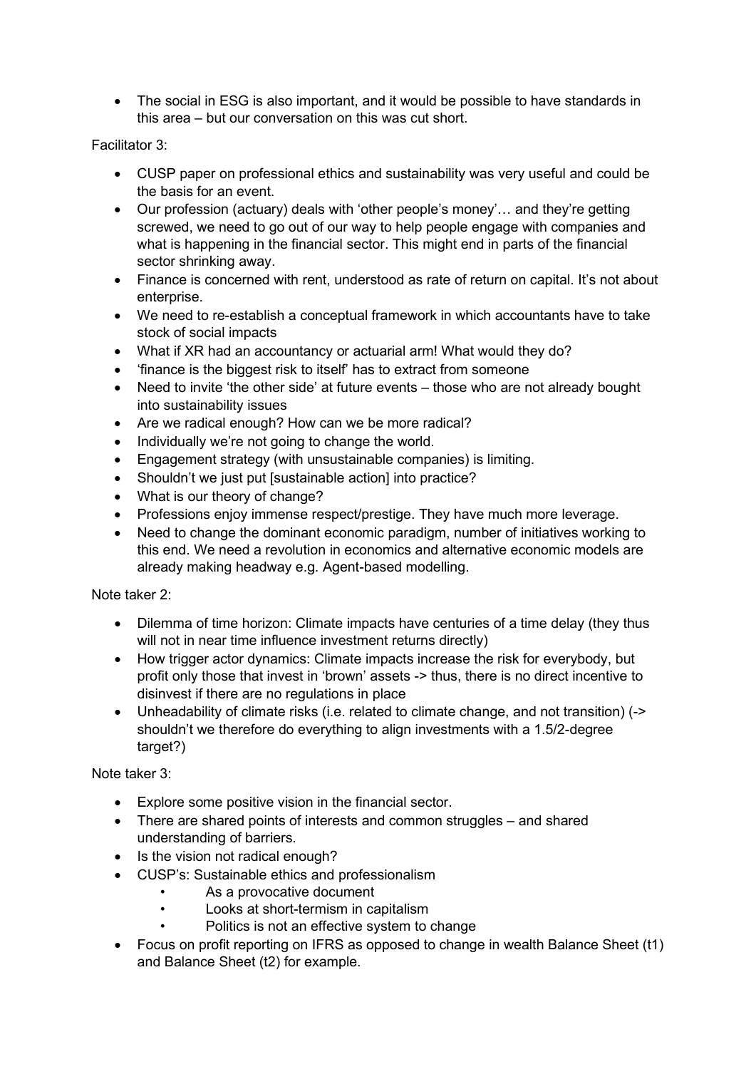- The social in ESG is also important, and it would be possible to have standards in this area – but our conversation on this was cut short.

Facilitator 3:

- CUSP paper on professional ethics and sustainability was very useful and could be the basis for an event.
- Our profession (actuary) deals with 'other people's money'… and they're getting screwed, we need to go out of our way to help people engage with companies and what is happening in the financial sector. This might end in parts of the financial sector shrinking away.
- Finance is concerned with rent, understood as rate of return on capital. It's not about enterprise.
- We need to re-establish a conceptual framework in which accountants have to take stock of social impacts
- What if XR had an accountancy or actuarial arm! What would they do?
- 'finance is the biggest risk to itself' has to extract from someone
- Need to invite 'the other side' at future events – those who are not already bought into sustainability issues
- Are we radical enough? How can we be more radical?
- Individually we're not going to change the world.
- Engagement strategy (with unsustainable companies) is limiting.
- Shouldn't we just put [sustainable action] into practice?
- What is our theory of change?
- Professions enjoy immense respect/prestige. They have much more leverage.
- Need to change the dominant economic paradigm, number of initiatives working to this end. We need a revolution in economics and alternative economic models are already making headway e.g. Agent-based modelling.

Note taker 2:

- Dilemma of time horizon: Climate impacts have centuries of a time delay (they thus will not in near time influence investment returns directly)
- How trigger actor dynamics: Climate impacts increase the risk for everybody, but profit only those that invest in 'brown' assets -> thus, there is no direct incentive to disinvest if there are no regulations in place
- Unheadability of climate risks (i.e. related to climate change, and not transition) (-> shouldn't we therefore do everything to align investments with a 1.5/2-degree target?)

Note taker 3:

- Explore some positive vision in the financial sector.
- There are shared points of interests and common struggles – and shared understanding of barriers.
- Is the vision not radical enough?
- CUSP's: Sustainable ethics and professionalism
  - As a provocative document
  - Looks at short-termism in capitalism
  - Politics is not an effective system to change
- Focus on profit reporting on IFRS as opposed to change in wealth Balance Sheet (t1) and Balance Sheet (t2) for example.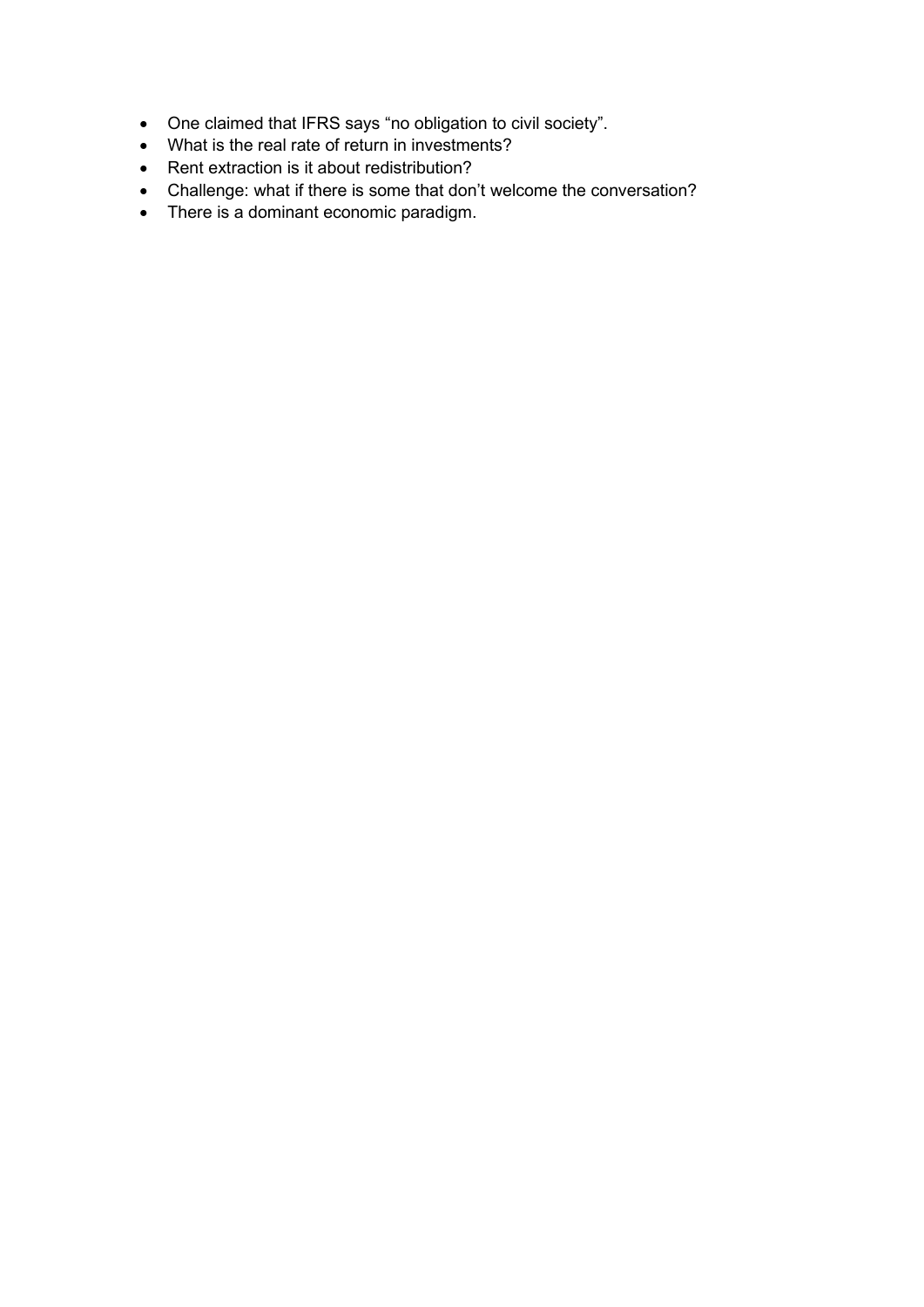- One claimed that IFRS says “no obligation to civil society”.
- What is the real rate of return in investments?
- Rent extraction is it about redistribution?
- Challenge: what if there is some that don’t welcome the conversation?
- There is a dominant economic paradigm.